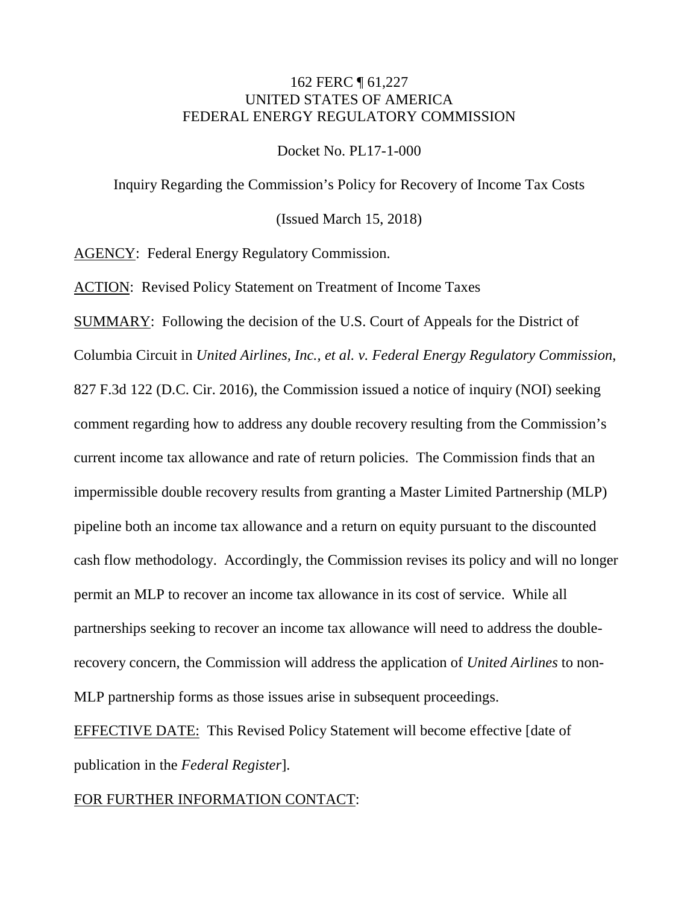162 FERC ¶ 61,227
UNITED STATES OF AMERICA
FEDERAL ENERGY REGULATORY COMMISSION

Docket No. PL17-1-000

Inquiry Regarding the Commission's Policy for Recovery of Income Tax Costs

(Issued March 15, 2018)

<u>AGENCY</u>: Federal Energy Regulatory Commission.

<u>ACTION</u>: Revised Policy Statement on Treatment of Income Taxes

<u>SUMMARY</u>: Following the decision of the U.S. Court of Appeals for the District of Columbia Circuit in *United Airlines, Inc., et al. v. Federal Energy Regulatory Commission*, 827 F.3d 122 (D.C. Cir. 2016), the Commission issued a notice of inquiry (NOI) seeking comment regarding how to address any double recovery resulting from the Commission's current income tax allowance and rate of return policies. The Commission finds that an impermissible double recovery results from granting a Master Limited Partnership (MLP) pipeline both an income tax allowance and a return on equity pursuant to the discounted cash flow methodology. Accordingly, the Commission revises its policy and will no longer permit an MLP to recover an income tax allowance in its cost of service. While all partnerships seeking to recover an income tax allowance will need to address the double-recovery concern, the Commission will address the application of *United Airlines* to non-MLP partnership forms as those issues arise in subsequent proceedings.

<u>EFFECTIVE DATE:</u> This Revised Policy Statement will become effective [date of publication in the *Federal Register*].

<u>FOR FURTHER INFORMATION CONTACT</u>: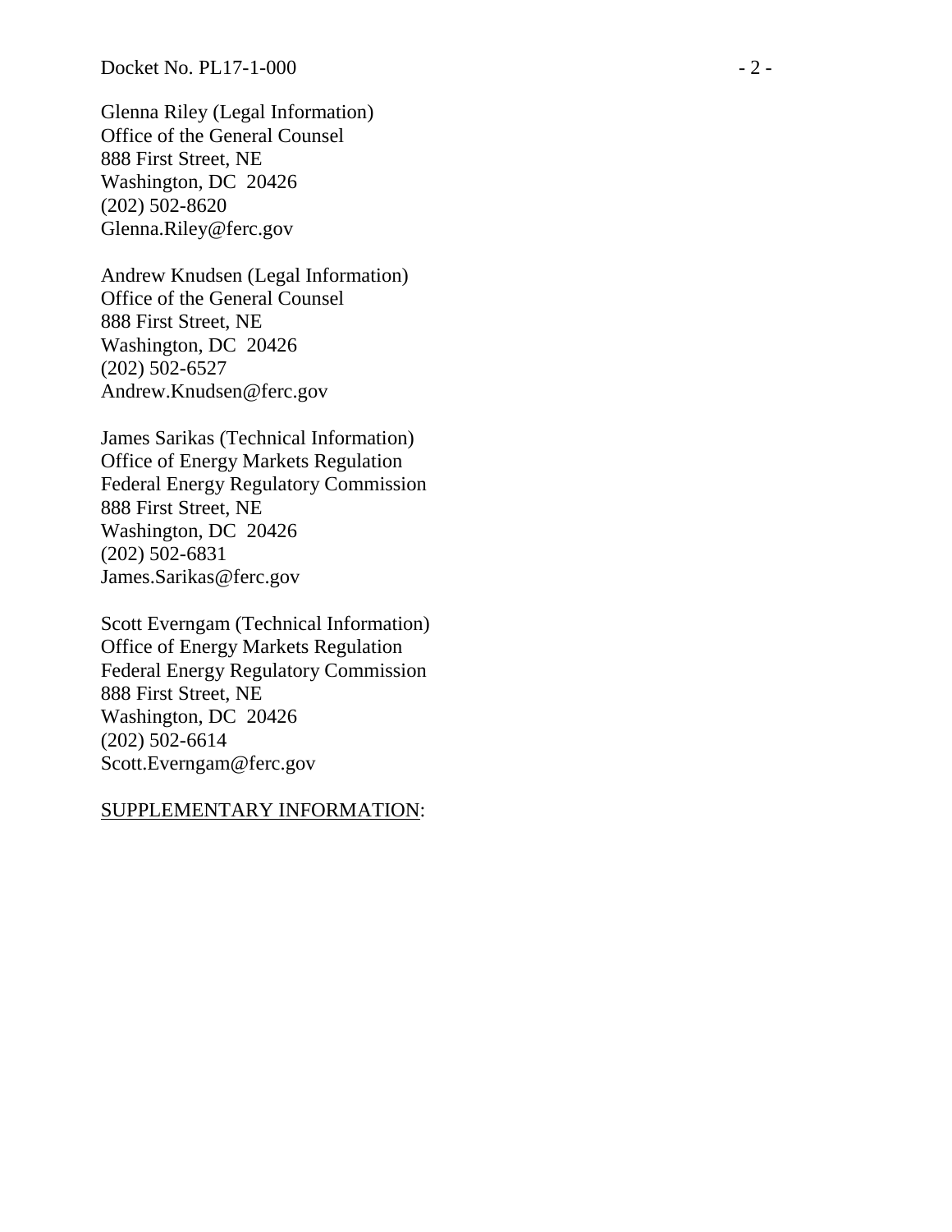Glenna Riley (Legal Information)
Office of the General Counsel
888 First Street, NE
Washington, DC  20426
(202) 502-8620
Glenna.Riley@ferc.gov

Andrew Knudsen (Legal Information)
Office of the General Counsel
888 First Street, NE
Washington, DC  20426
(202) 502-6527
Andrew.Knudsen@ferc.gov

James Sarikas (Technical Information)
Office of Energy Markets Regulation
Federal Energy Regulatory Commission
888 First Street, NE
Washington, DC  20426
(202) 502-6831
James.Sarikas@ferc.gov

Scott Everngam (Technical Information)
Office of Energy Markets Regulation
Federal Energy Regulatory Commission
888 First Street, NE
Washington, DC  20426
(202) 502-6614
Scott.Everngam@ferc.gov

<u>SUPPLEMENTARY INFORMATION</u>: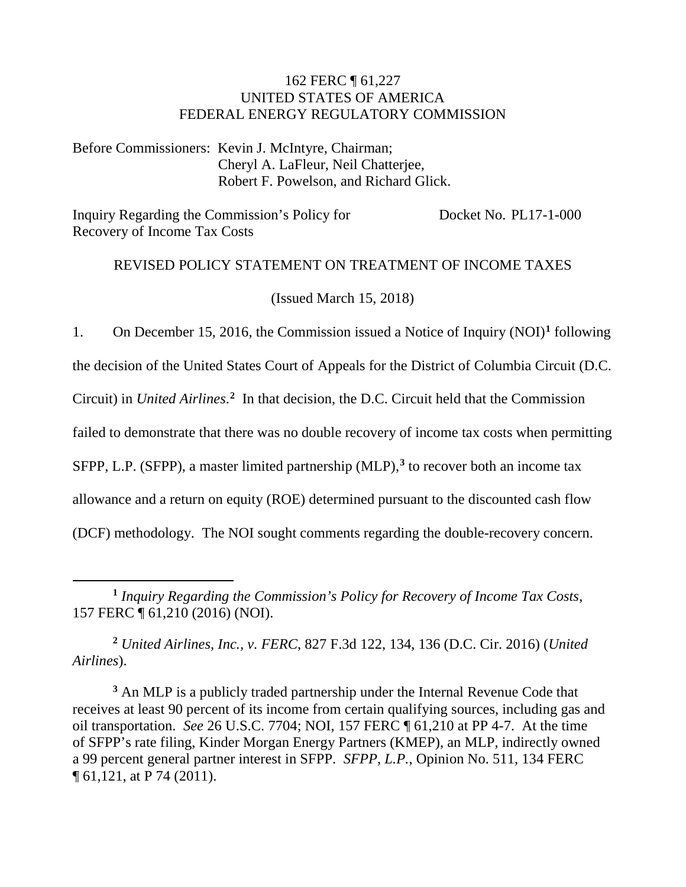162 FERC ¶ 61,227
UNITED STATES OF AMERICA
FEDERAL ENERGY REGULATORY COMMISSION

Before Commissioners: Kevin J. McIntyre, Chairman;
Cheryl A. LaFleur, Neil Chatterjee,
Robert F. Powelson, and Richard Glick.

Inquiry Regarding the Commission's Policy for Recovery of Income Tax Costs — Docket No. PL17-1-000

REVISED POLICY STATEMENT ON TREATMENT OF INCOME TAXES

(Issued March 15, 2018)

1. On December 15, 2016, the Commission issued a Notice of Inquiry (NOI)[1] following the decision of the United States Court of Appeals for the District of Columbia Circuit (D.C. Circuit) in *United Airlines*.[2] In that decision, the D.C. Circuit held that the Commission failed to demonstrate that there was no double recovery of income tax costs when permitting SFPP, L.P. (SFPP), a master limited partnership (MLP),[3] to recover both an income tax allowance and a return on equity (ROE) determined pursuant to the discounted cash flow (DCF) methodology. The NOI sought comments regarding the double-recovery concern.

[1] *Inquiry Regarding the Commission's Policy for Recovery of Income Tax Costs*, 157 FERC ¶ 61,210 (2016) (NOI).

[2] *United Airlines, Inc., v. FERC*, 827 F.3d 122, 134, 136 (D.C. Cir. 2016) (*United Airlines*).

[3] An MLP is a publicly traded partnership under the Internal Revenue Code that receives at least 90 percent of its income from certain qualifying sources, including gas and oil transportation. *See* 26 U.S.C. 7704; NOI, 157 FERC ¶ 61,210 at PP 4-7. At the time of SFPP's rate filing, Kinder Morgan Energy Partners (KMEP), an MLP, indirectly owned a 99 percent general partner interest in SFPP. *SFPP, L.P.*, Opinion No. 511, 134 FERC ¶ 61,121, at P 74 (2011).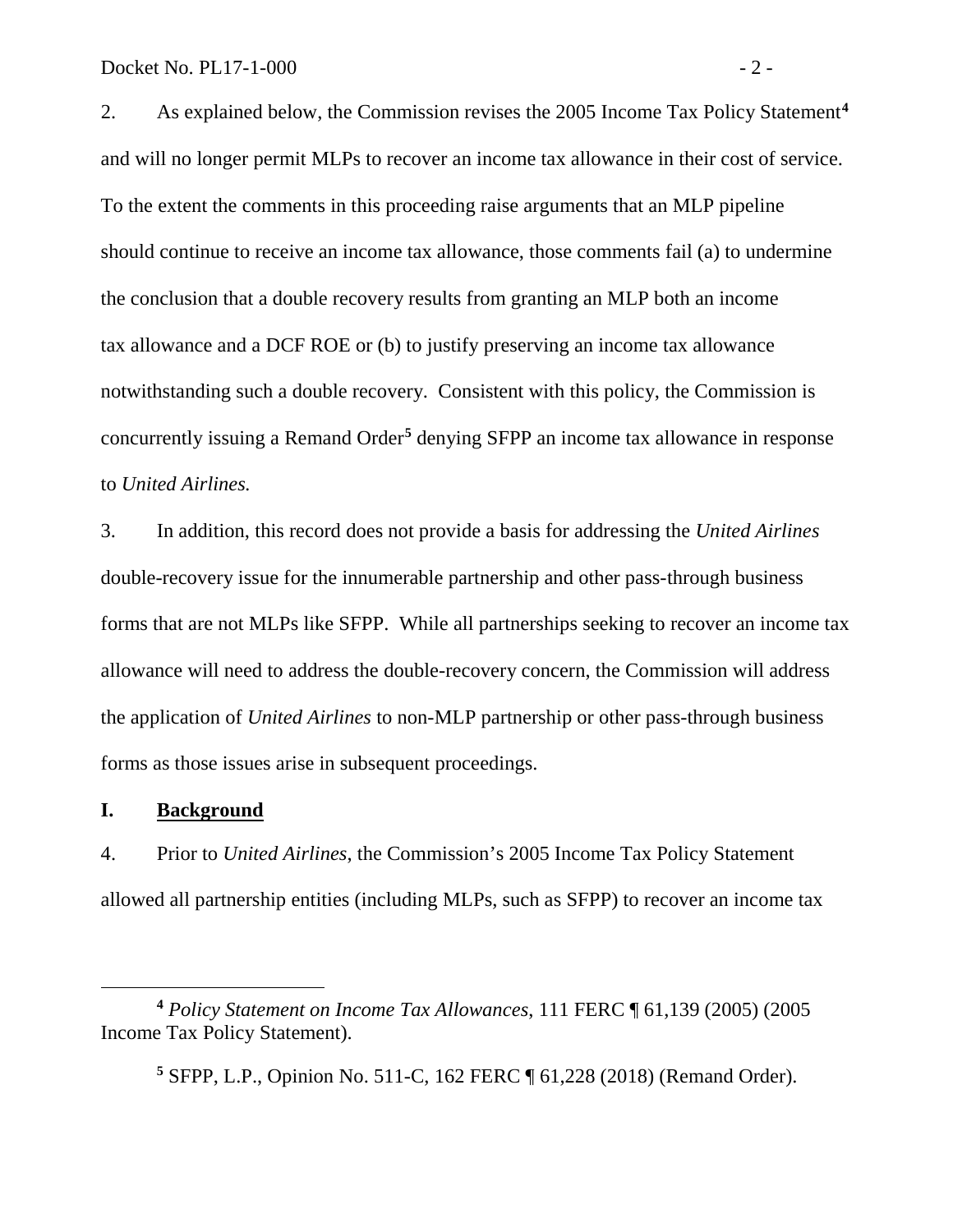2. As explained below, the Commission revises the 2005 Income Tax Policy Statement[4] and will no longer permit MLPs to recover an income tax allowance in their cost of service. To the extent the comments in this proceeding raise arguments that an MLP pipeline should continue to receive an income tax allowance, those comments fail (a) to undermine the conclusion that a double recovery results from granting an MLP both an income tax allowance and a DCF ROE or (b) to justify preserving an income tax allowance notwithstanding such a double recovery. Consistent with this policy, the Commission is concurrently issuing a Remand Order[5] denying SFPP an income tax allowance in response to *United Airlines.*

3. In addition, this record does not provide a basis for addressing the *United Airlines* double-recovery issue for the innumerable partnership and other pass-through business forms that are not MLPs like SFPP. While all partnerships seeking to recover an income tax allowance will need to address the double-recovery concern, the Commission will address the application of *United Airlines* to non-MLP partnership or other pass-through business forms as those issues arise in subsequent proceedings.

## I. Background

4. Prior to *United Airlines*, the Commission's 2005 Income Tax Policy Statement allowed all partnership entities (including MLPs, such as SFPP) to recover an income tax

---

[4] *Policy Statement on Income Tax Allowances*, 111 FERC ¶ 61,139 (2005) (2005 Income Tax Policy Statement).

[5] SFPP, L.P., Opinion No. 511-C, 162 FERC ¶ 61,228 (2018) (Remand Order).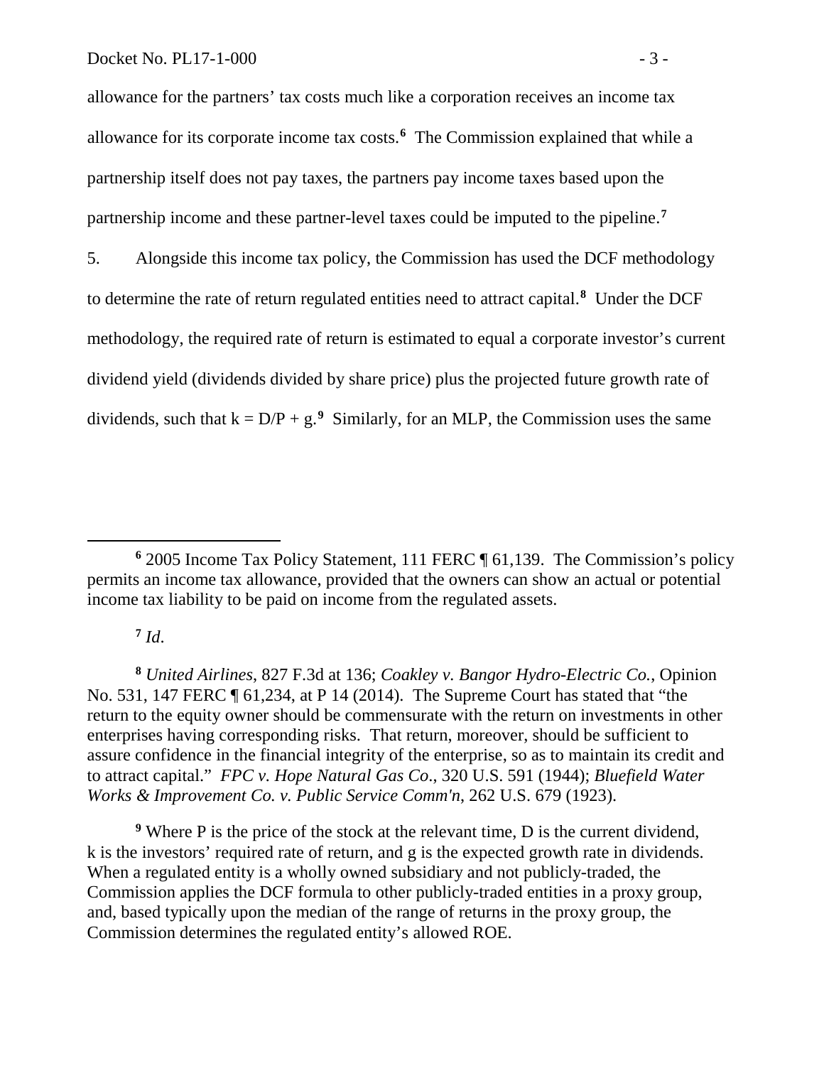allowance for the partners' tax costs much like a corporation receives an income tax allowance for its corporate income tax costs.[6] The Commission explained that while a partnership itself does not pay taxes, the partners pay income taxes based upon the partnership income and these partner-level taxes could be imputed to the pipeline.[7]

5. Alongside this income tax policy, the Commission has used the DCF methodology to determine the rate of return regulated entities need to attract capital.[8] Under the DCF methodology, the required rate of return is estimated to equal a corporate investor's current dividend yield (dividends divided by share price) plus the projected future growth rate of dividends, such that $k = D/P + g$.[9] Similarly, for an MLP, the Commission uses the same

---

[6] 2005 Income Tax Policy Statement, 111 FERC ¶ 61,139. The Commission's policy permits an income tax allowance, provided that the owners can show an actual or potential income tax liability to be paid on income from the regulated assets.

[7] *Id*.

[8] *United Airlines*, 827 F.3d at 136; *Coakley v. Bangor Hydro-Electric Co.*, Opinion No. 531, 147 FERC ¶ 61,234, at P 14 (2014). The Supreme Court has stated that "the return to the equity owner should be commensurate with the return on investments in other enterprises having corresponding risks. That return, moreover, should be sufficient to assure confidence in the financial integrity of the enterprise, so as to maintain its credit and to attract capital." *FPC v. Hope Natural Gas Co.*, 320 U.S. 591 (1944); *Bluefield Water Works & Improvement Co. v. Public Service Comm'n*, 262 U.S. 679 (1923).

[9] Where P is the price of the stock at the relevant time, D is the current dividend, k is the investors' required rate of return, and g is the expected growth rate in dividends. When a regulated entity is a wholly owned subsidiary and not publicly-traded, the Commission applies the DCF formula to other publicly-traded entities in a proxy group, and, based typically upon the median of the range of returns in the proxy group, the Commission determines the regulated entity's allowed ROE.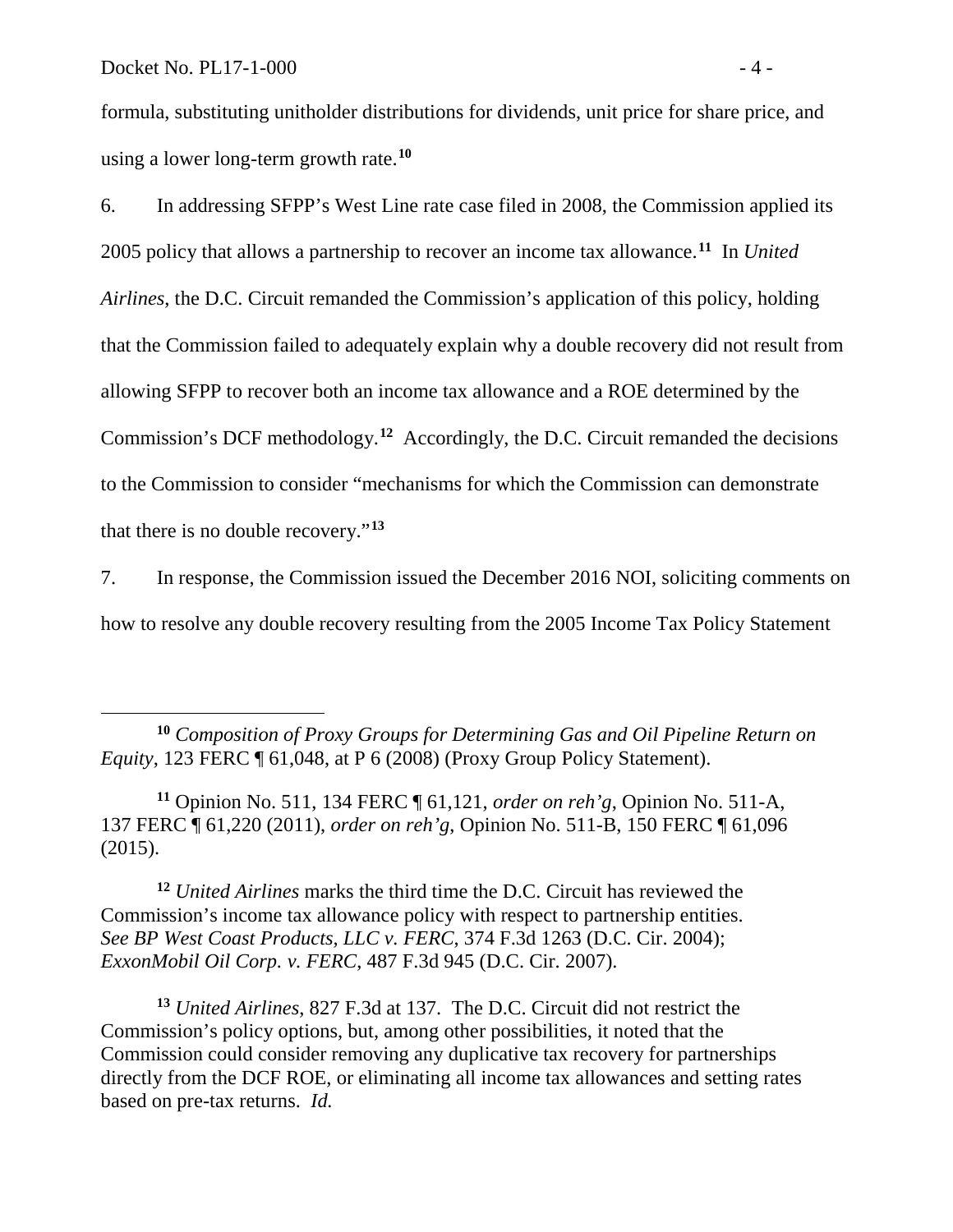formula, substituting unitholder distributions for dividends, unit price for share price, and using a lower long-term growth rate.[10]

6. In addressing SFPP's West Line rate case filed in 2008, the Commission applied its 2005 policy that allows a partnership to recover an income tax allowance.[11] In *United Airlines*, the D.C. Circuit remanded the Commission's application of this policy, holding that the Commission failed to adequately explain why a double recovery did not result from allowing SFPP to recover both an income tax allowance and a ROE determined by the Commission's DCF methodology.[12] Accordingly, the D.C. Circuit remanded the decisions to the Commission to consider "mechanisms for which the Commission can demonstrate that there is no double recovery."[13]

7. In response, the Commission issued the December 2016 NOI, soliciting comments on how to resolve any double recovery resulting from the 2005 Income Tax Policy Statement

---

[10] *Composition of Proxy Groups for Determining Gas and Oil Pipeline Return on Equity*, 123 FERC ¶ 61,048, at P 6 (2008) (Proxy Group Policy Statement).

[11] Opinion No. 511, 134 FERC ¶ 61,121, *order on reh'g*, Opinion No. 511-A, 137 FERC ¶ 61,220 (2011), *order on reh'g*, Opinion No. 511-B, 150 FERC ¶ 61,096 (2015).

[12] *United Airlines* marks the third time the D.C. Circuit has reviewed the Commission's income tax allowance policy with respect to partnership entities. *See BP West Coast Products, LLC v. FERC*, 374 F.3d 1263 (D.C. Cir. 2004); *ExxonMobil Oil Corp. v. FERC*, 487 F.3d 945 (D.C. Cir. 2007).

[13] *United Airlines*, 827 F.3d at 137. The D.C. Circuit did not restrict the Commission's policy options, but, among other possibilities, it noted that the Commission could consider removing any duplicative tax recovery for partnerships directly from the DCF ROE, or eliminating all income tax allowances and setting rates based on pre-tax returns. *Id.*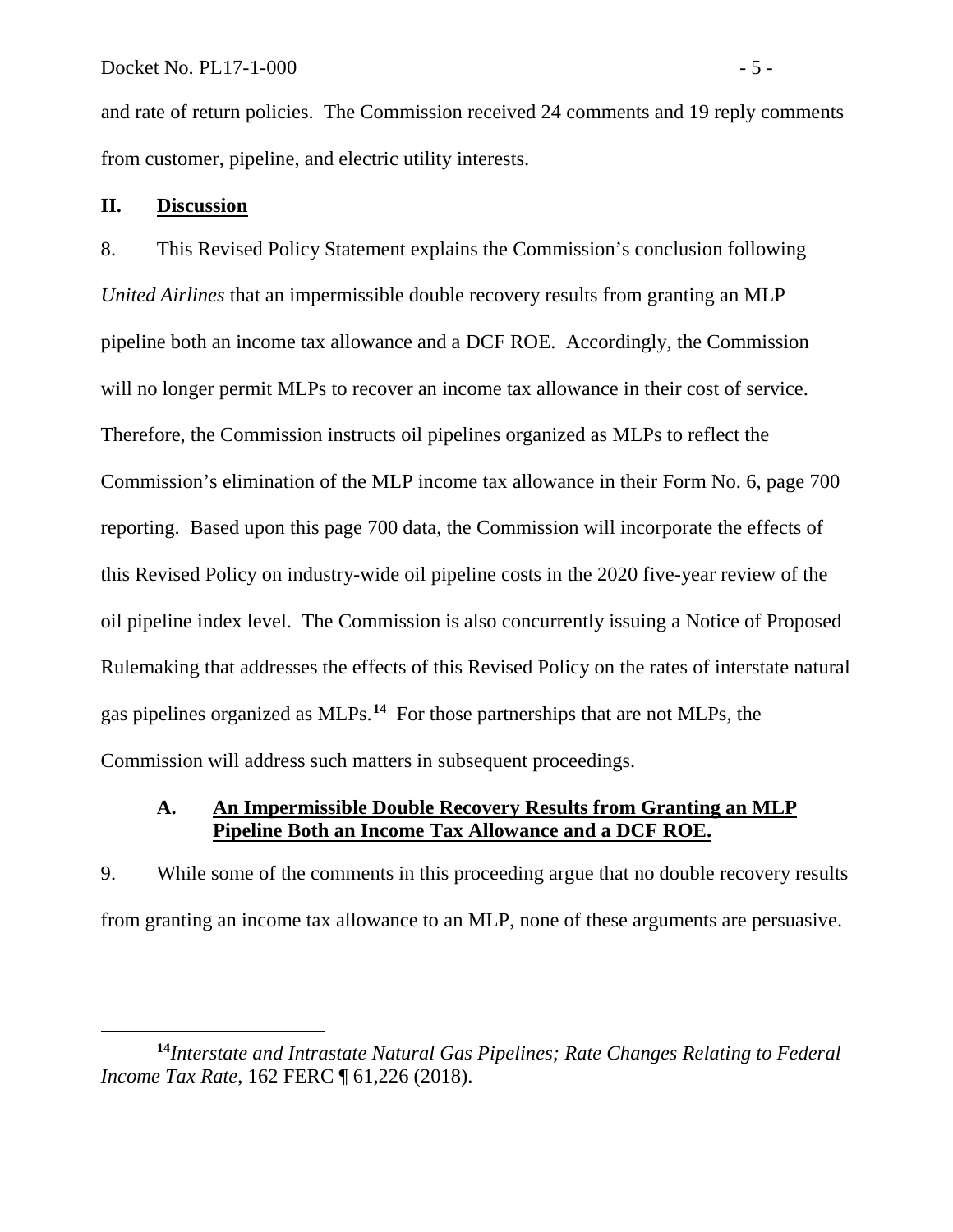and rate of return policies. The Commission received 24 comments and 19 reply comments from customer, pipeline, and electric utility interests.

## II. Discussion

8. This Revised Policy Statement explains the Commission's conclusion following *United Airlines* that an impermissible double recovery results from granting an MLP pipeline both an income tax allowance and a DCF ROE. Accordingly, the Commission will no longer permit MLPs to recover an income tax allowance in their cost of service. Therefore, the Commission instructs oil pipelines organized as MLPs to reflect the Commission's elimination of the MLP income tax allowance in their Form No. 6, page 700 reporting. Based upon this page 700 data, the Commission will incorporate the effects of this Revised Policy on industry-wide oil pipeline costs in the 2020 five-year review of the oil pipeline index level. The Commission is also concurrently issuing a Notice of Proposed Rulemaking that addresses the effects of this Revised Policy on the rates of interstate natural gas pipelines organized as MLPs.[14] For those partnerships that are not MLPs, the Commission will address such matters in subsequent proceedings.

### A. An Impermissible Double Recovery Results from Granting an MLP Pipeline Both an Income Tax Allowance and a DCF ROE.

9. While some of the comments in this proceeding argue that no double recovery results from granting an income tax allowance to an MLP, none of these arguments are persuasive.

[14] *Interstate and Intrastate Natural Gas Pipelines; Rate Changes Relating to Federal Income Tax Rate*, 162 FERC ¶ 61,226 (2018).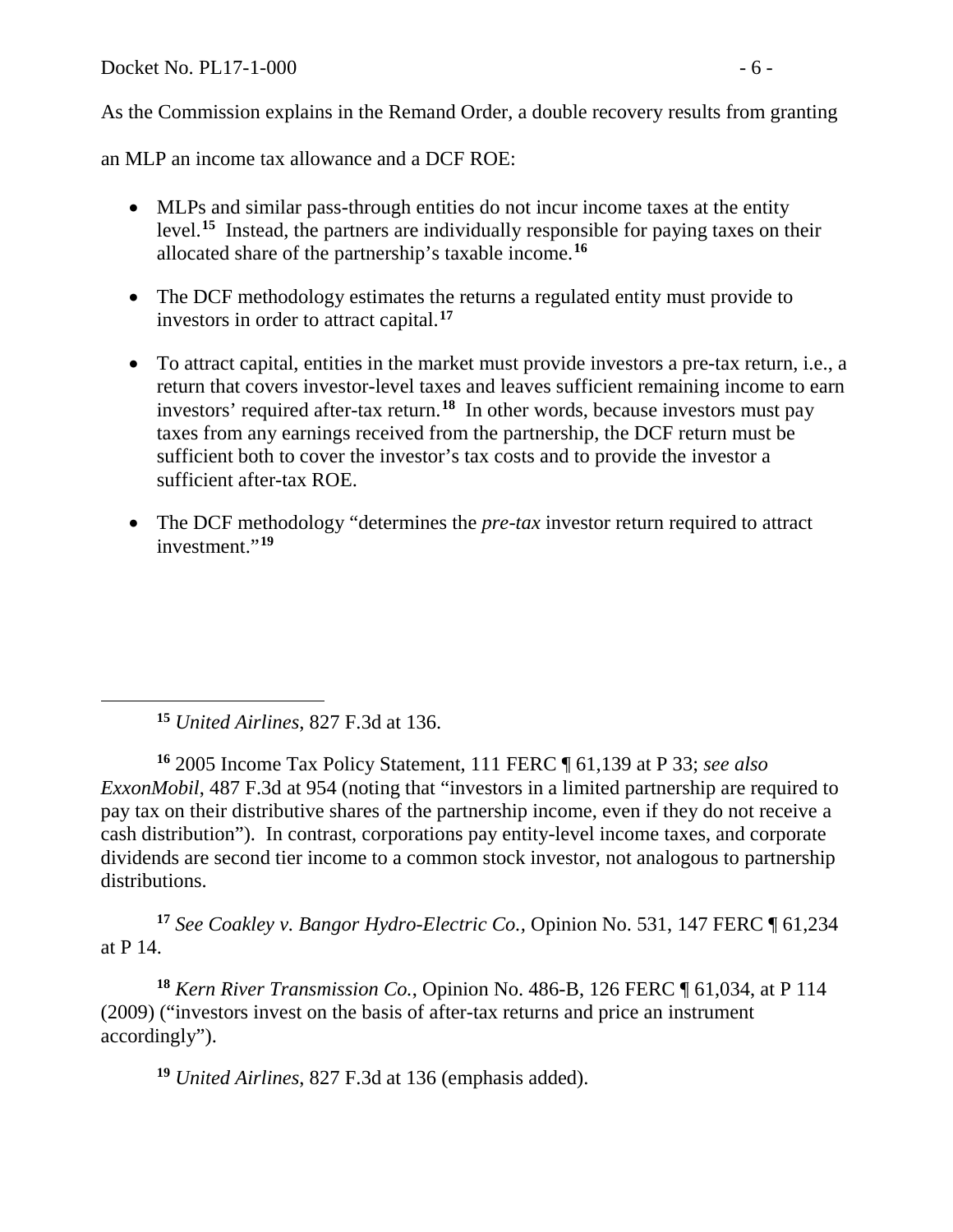As the Commission explains in the Remand Order, a double recovery results from granting an MLP an income tax allowance and a DCF ROE:

- MLPs and similar pass-through entities do not incur income taxes at the entity level.[15] Instead, the partners are individually responsible for paying taxes on their allocated share of the partnership's taxable income.[16]
- The DCF methodology estimates the returns a regulated entity must provide to investors in order to attract capital.[17]
- To attract capital, entities in the market must provide investors a pre-tax return, i.e., a return that covers investor-level taxes and leaves sufficient remaining income to earn investors' required after-tax return.[18] In other words, because investors must pay taxes from any earnings received from the partnership, the DCF return must be sufficient both to cover the investor's tax costs and to provide the investor a sufficient after-tax ROE.
- The DCF methodology "determines the *pre-tax* investor return required to attract investment."[19]

---

[15] *United Airlines*, 827 F.3d at 136.

[16] 2005 Income Tax Policy Statement, 111 FERC ¶ 61,139 at P 33; *see also ExxonMobil*, 487 F.3d at 954 (noting that "investors in a limited partnership are required to pay tax on their distributive shares of the partnership income, even if they do not receive a cash distribution"). In contrast, corporations pay entity-level income taxes, and corporate dividends are second tier income to a common stock investor, not analogous to partnership distributions.

[17] *See Coakley v. Bangor Hydro-Electric Co.,* Opinion No. 531, 147 FERC ¶ 61,234 at P 14.

[18] *Kern River Transmission Co.*, Opinion No. 486-B, 126 FERC ¶ 61,034, at P 114 (2009) ("investors invest on the basis of after-tax returns and price an instrument accordingly").

[19] *United Airlines*, 827 F.3d at 136 (emphasis added).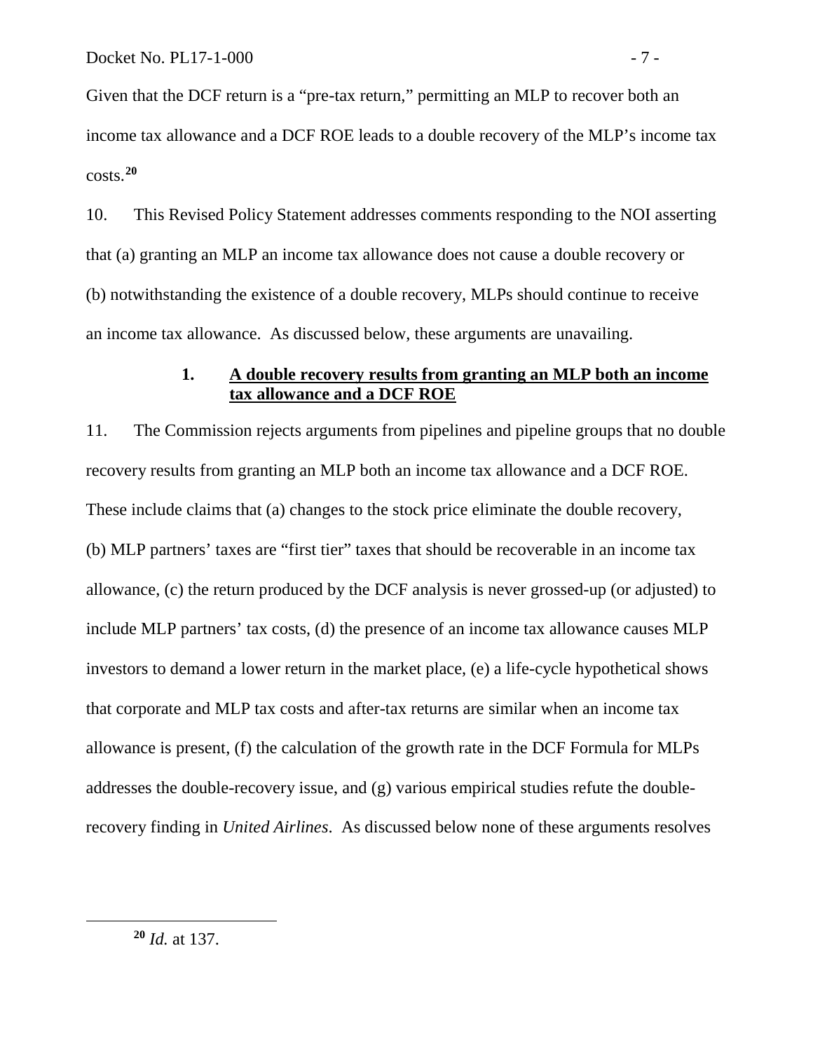Given that the DCF return is a "pre-tax return," permitting an MLP to recover both an income tax allowance and a DCF ROE leads to a double recovery of the MLP's income tax costs.[20]

10. This Revised Policy Statement addresses comments responding to the NOI asserting that (a) granting an MLP an income tax allowance does not cause a double recovery or (b) notwithstanding the existence of a double recovery, MLPs should continue to receive an income tax allowance. As discussed below, these arguments are unavailing.

### 1. A double recovery results from granting an MLP both an income tax allowance and a DCF ROE

11. The Commission rejects arguments from pipelines and pipeline groups that no double recovery results from granting an MLP both an income tax allowance and a DCF ROE. These include claims that (a) changes to the stock price eliminate the double recovery, (b) MLP partners' taxes are "first tier" taxes that should be recoverable in an income tax allowance, (c) the return produced by the DCF analysis is never grossed-up (or adjusted) to include MLP partners' tax costs, (d) the presence of an income tax allowance causes MLP investors to demand a lower return in the market place, (e) a life-cycle hypothetical shows that corporate and MLP tax costs and after-tax returns are similar when an income tax allowance is present, (f) the calculation of the growth rate in the DCF Formula for MLPs addresses the double-recovery issue, and (g) various empirical studies refute the double-recovery finding in *United Airlines*. As discussed below none of these arguments resolves

[20] *Id.* at 137.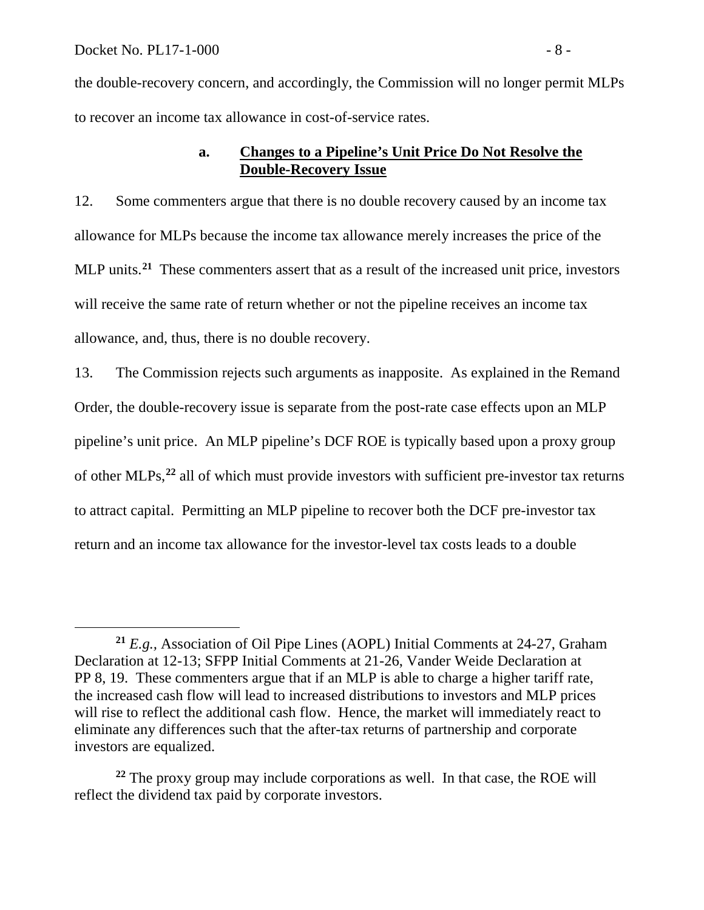the double-recovery concern, and accordingly, the Commission will no longer permit MLPs to recover an income tax allowance in cost-of-service rates.

### a. **Changes to a Pipeline's Unit Price Do Not Resolve the Double-Recovery Issue**

12. Some commenters argue that there is no double recovery caused by an income tax allowance for MLPs because the income tax allowance merely increases the price of the MLP units.[21] These commenters assert that as a result of the increased unit price, investors will receive the same rate of return whether or not the pipeline receives an income tax allowance, and, thus, there is no double recovery.

13. The Commission rejects such arguments as inapposite. As explained in the Remand Order, the double-recovery issue is separate from the post-rate case effects upon an MLP pipeline's unit price. An MLP pipeline's DCF ROE is typically based upon a proxy group of other MLPs,[22] all of which must provide investors with sufficient pre-investor tax returns to attract capital. Permitting an MLP pipeline to recover both the DCF pre-investor tax return and an income tax allowance for the investor-level tax costs leads to a double

---

[21] *E.g.*, Association of Oil Pipe Lines (AOPL) Initial Comments at 24-27, Graham Declaration at 12-13; SFPP Initial Comments at 21-26, Vander Weide Declaration at PP 8, 19. These commenters argue that if an MLP is able to charge a higher tariff rate, the increased cash flow will lead to increased distributions to investors and MLP prices will rise to reflect the additional cash flow. Hence, the market will immediately react to eliminate any differences such that the after-tax returns of partnership and corporate investors are equalized.

[22] The proxy group may include corporations as well. In that case, the ROE will reflect the dividend tax paid by corporate investors.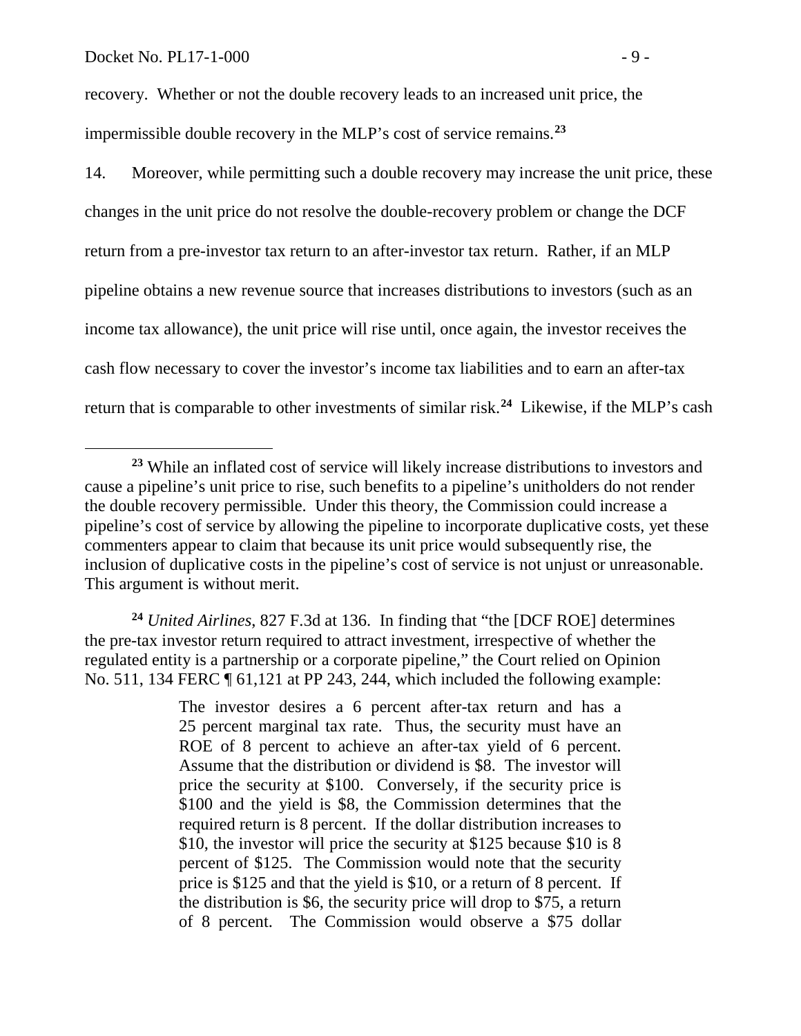recovery. Whether or not the double recovery leads to an increased unit price, the impermissible double recovery in the MLP's cost of service remains.[23]

14. Moreover, while permitting such a double recovery may increase the unit price, these changes in the unit price do not resolve the double-recovery problem or change the DCF return from a pre-investor tax return to an after-investor tax return. Rather, if an MLP pipeline obtains a new revenue source that increases distributions to investors (such as an income tax allowance), the unit price will rise until, once again, the investor receives the cash flow necessary to cover the investor's income tax liabilities and to earn an after-tax return that is comparable to other investments of similar risk.[24] Likewise, if the MLP's cash

---

[23] While an inflated cost of service will likely increase distributions to investors and cause a pipeline's unit price to rise, such benefits to a pipeline's unitholders do not render the double recovery permissible. Under this theory, the Commission could increase a pipeline's cost of service by allowing the pipeline to incorporate duplicative costs, yet these commenters appear to claim that because its unit price would subsequently rise, the inclusion of duplicative costs in the pipeline's cost of service is not unjust or unreasonable. This argument is without merit.

[24] *United Airlines*, 827 F.3d at 136. In finding that "the [DCF ROE] determines the pre-tax investor return required to attract investment, irrespective of whether the regulated entity is a partnership or a corporate pipeline," the Court relied on Opinion No. 511, 134 FERC ¶ 61,121 at PP 243, 244, which included the following example:

> The investor desires a 6 percent after-tax return and has a 25 percent marginal tax rate. Thus, the security must have an ROE of 8 percent to achieve an after-tax yield of 6 percent. Assume that the distribution or dividend is $8. The investor will price the security at $100. Conversely, if the security price is $100 and the yield is $8, the Commission determines that the required return is 8 percent. If the dollar distribution increases to $10, the investor will price the security at $125 because $10 is 8 percent of $125. The Commission would note that the security price is $125 and that the yield is $10, or a return of 8 percent. If the distribution is $6, the security price will drop to $75, a return of 8 percent. The Commission would observe a $75 dollar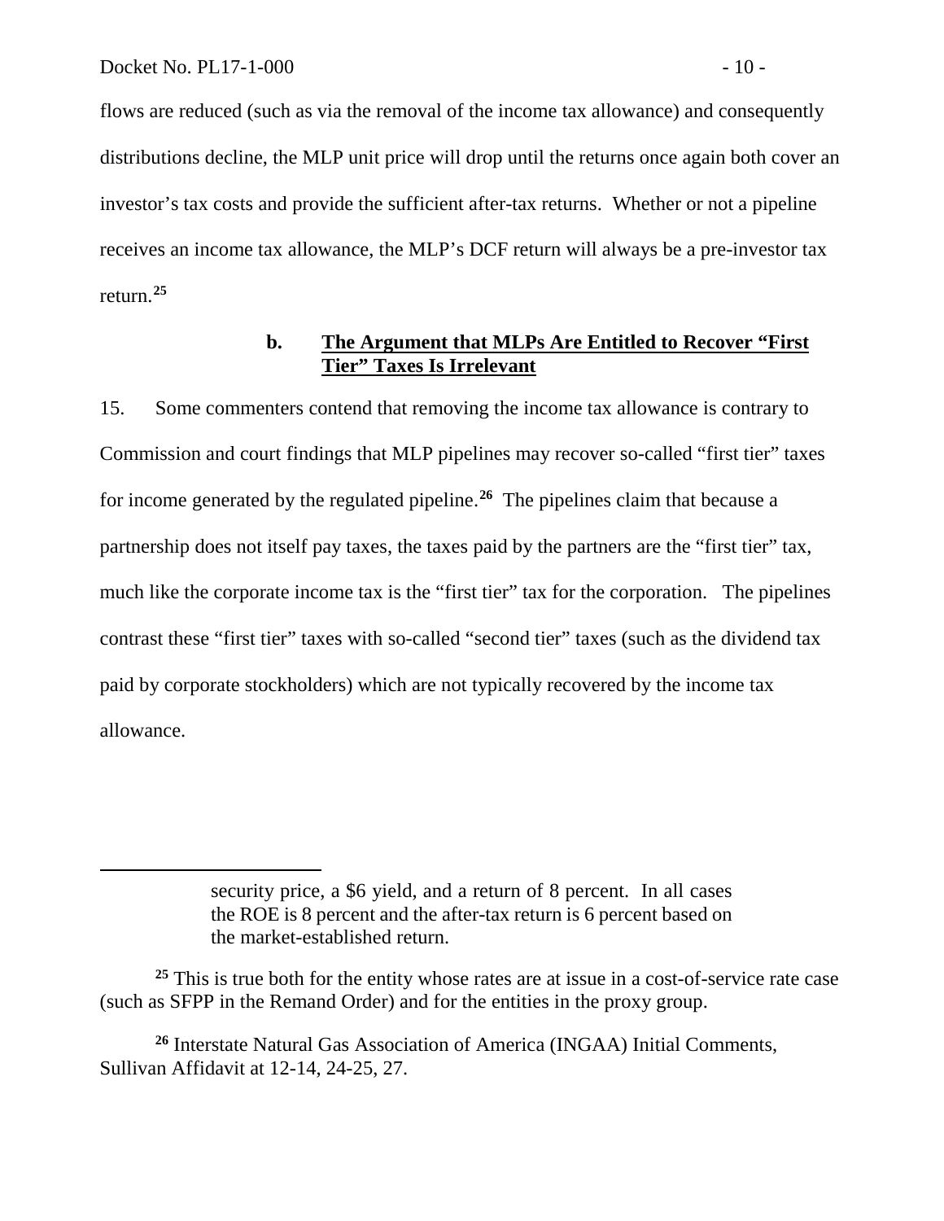flows are reduced (such as via the removal of the income tax allowance) and consequently distributions decline, the MLP unit price will drop until the returns once again both cover an investor's tax costs and provide the sufficient after-tax returns. Whether or not a pipeline receives an income tax allowance, the MLP's DCF return will always be a pre-investor tax return.[25]

### b. **The Argument that MLPs Are Entitled to Recover "First Tier" Taxes Is Irrelevant**

15. Some commenters contend that removing the income tax allowance is contrary to Commission and court findings that MLP pipelines may recover so-called "first tier" taxes for income generated by the regulated pipeline.[26] The pipelines claim that because a partnership does not itself pay taxes, the taxes paid by the partners are the "first tier" tax, much like the corporate income tax is the "first tier" tax for the corporation. The pipelines contrast these "first tier" taxes with so-called "second tier" taxes (such as the dividend tax paid by corporate stockholders) which are not typically recovered by the income tax allowance.

---

security price, a $6 yield, and a return of 8 percent. In all cases the ROE is 8 percent and the after-tax return is 6 percent based on the market-established return.

[25] This is true both for the entity whose rates are at issue in a cost-of-service rate case (such as SFPP in the Remand Order) and for the entities in the proxy group.

[26] Interstate Natural Gas Association of America (INGAA) Initial Comments, Sullivan Affidavit at 12-14, 24-25, 27.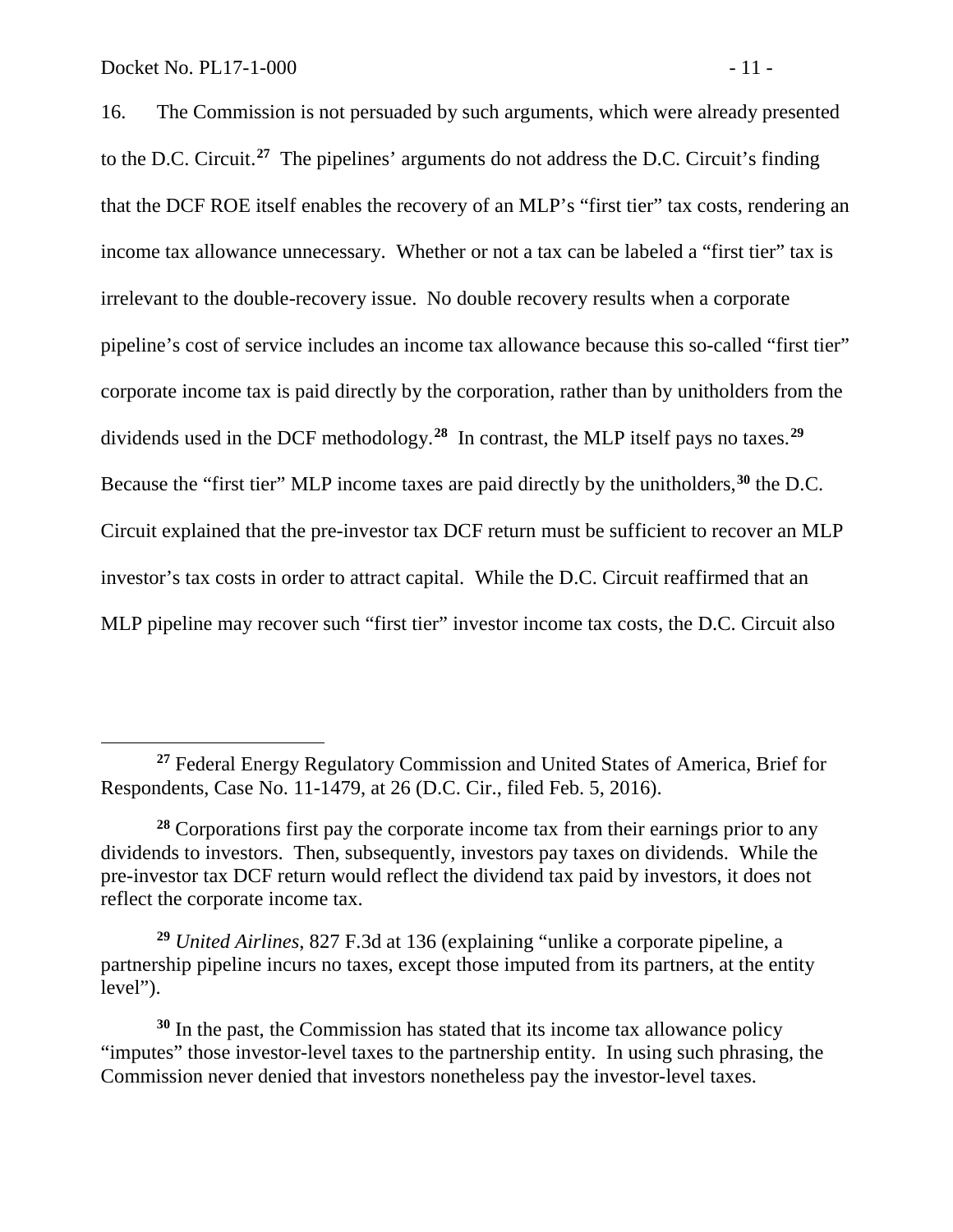16. The Commission is not persuaded by such arguments, which were already presented to the D.C. Circuit.[27] The pipelines' arguments do not address the D.C. Circuit's finding that the DCF ROE itself enables the recovery of an MLP's "first tier" tax costs, rendering an income tax allowance unnecessary. Whether or not a tax can be labeled a "first tier" tax is irrelevant to the double-recovery issue. No double recovery results when a corporate pipeline's cost of service includes an income tax allowance because this so-called "first tier" corporate income tax is paid directly by the corporation, rather than by unitholders from the dividends used in the DCF methodology.[28] In contrast, the MLP itself pays no taxes.[29] Because the "first tier" MLP income taxes are paid directly by the unitholders,[30] the D.C. Circuit explained that the pre-investor tax DCF return must be sufficient to recover an MLP investor's tax costs in order to attract capital. While the D.C. Circuit reaffirmed that an MLP pipeline may recover such "first tier" investor income tax costs, the D.C. Circuit also

---

[27] Federal Energy Regulatory Commission and United States of America, Brief for Respondents, Case No. 11-1479, at 26 (D.C. Cir., filed Feb. 5, 2016).

[28] Corporations first pay the corporate income tax from their earnings prior to any dividends to investors. Then, subsequently, investors pay taxes on dividends. While the pre-investor tax DCF return would reflect the dividend tax paid by investors, it does not reflect the corporate income tax.

[29] *United Airlines*, 827 F.3d at 136 (explaining "unlike a corporate pipeline, a partnership pipeline incurs no taxes, except those imputed from its partners, at the entity level").

[30] In the past, the Commission has stated that its income tax allowance policy "imputes" those investor-level taxes to the partnership entity. In using such phrasing, the Commission never denied that investors nonetheless pay the investor-level taxes.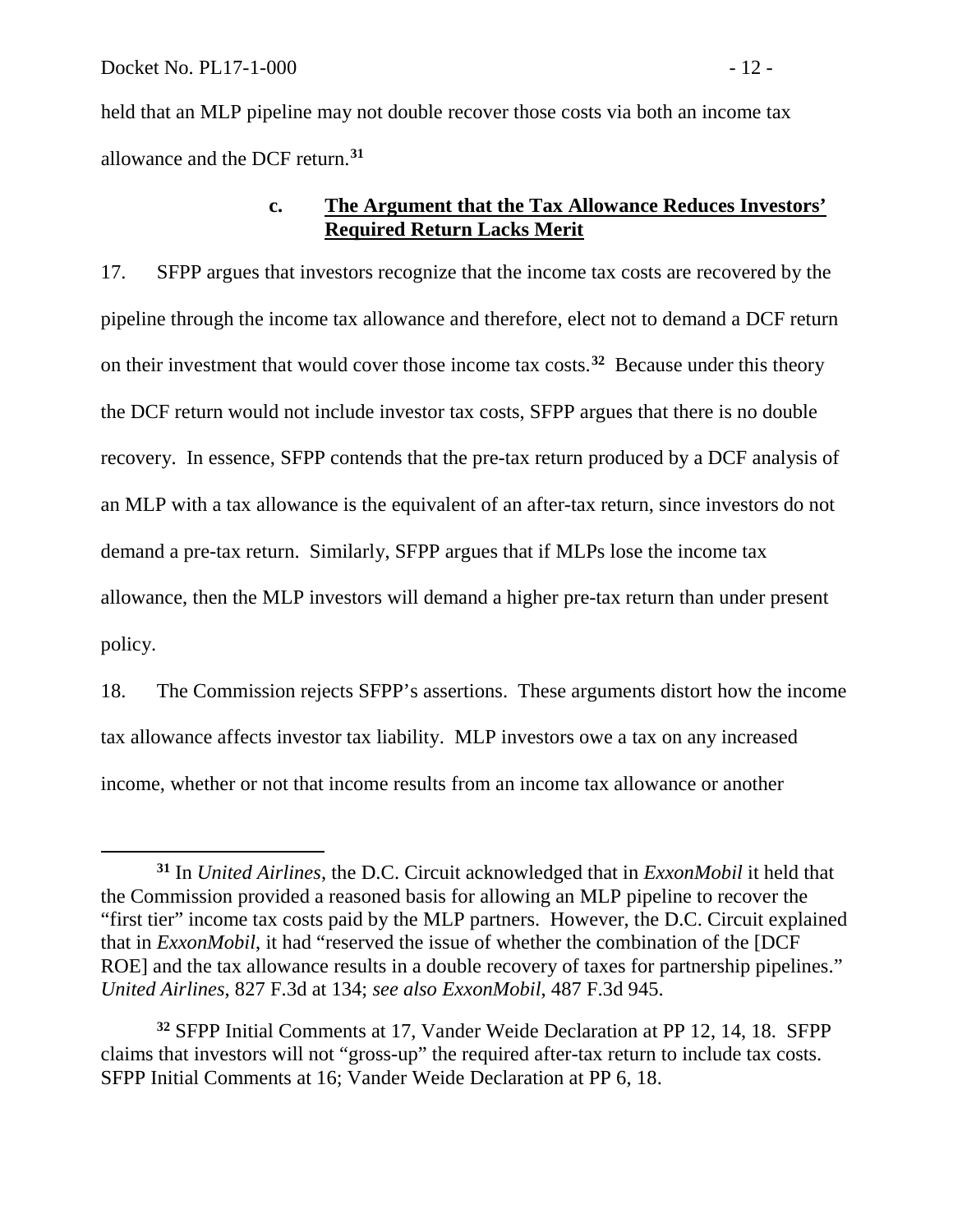held that an MLP pipeline may not double recover those costs via both an income tax allowance and the DCF return.[31]

### c. The Argument that the Tax Allowance Reduces Investors' Required Return Lacks Merit

17. SFPP argues that investors recognize that the income tax costs are recovered by the pipeline through the income tax allowance and therefore, elect not to demand a DCF return on their investment that would cover those income tax costs.[32] Because under this theory the DCF return would not include investor tax costs, SFPP argues that there is no double recovery. In essence, SFPP contends that the pre-tax return produced by a DCF analysis of an MLP with a tax allowance is the equivalent of an after-tax return, since investors do not demand a pre-tax return. Similarly, SFPP argues that if MLPs lose the income tax allowance, then the MLP investors will demand a higher pre-tax return than under present policy.

18. The Commission rejects SFPP's assertions. These arguments distort how the income tax allowance affects investor tax liability. MLP investors owe a tax on any increased income, whether or not that income results from an income tax allowance or another

---

[31] In *United Airlines*, the D.C. Circuit acknowledged that in *ExxonMobil* it held that the Commission provided a reasoned basis for allowing an MLP pipeline to recover the "first tier" income tax costs paid by the MLP partners. However, the D.C. Circuit explained that in *ExxonMobil*, it had "reserved the issue of whether the combination of the [DCF ROE] and the tax allowance results in a double recovery of taxes for partnership pipelines." *United Airlines*, 827 F.3d at 134; *see also ExxonMobil*, 487 F.3d 945.

[32] SFPP Initial Comments at 17, Vander Weide Declaration at PP 12, 14, 18. SFPP claims that investors will not "gross-up" the required after-tax return to include tax costs. SFPP Initial Comments at 16; Vander Weide Declaration at PP 6, 18.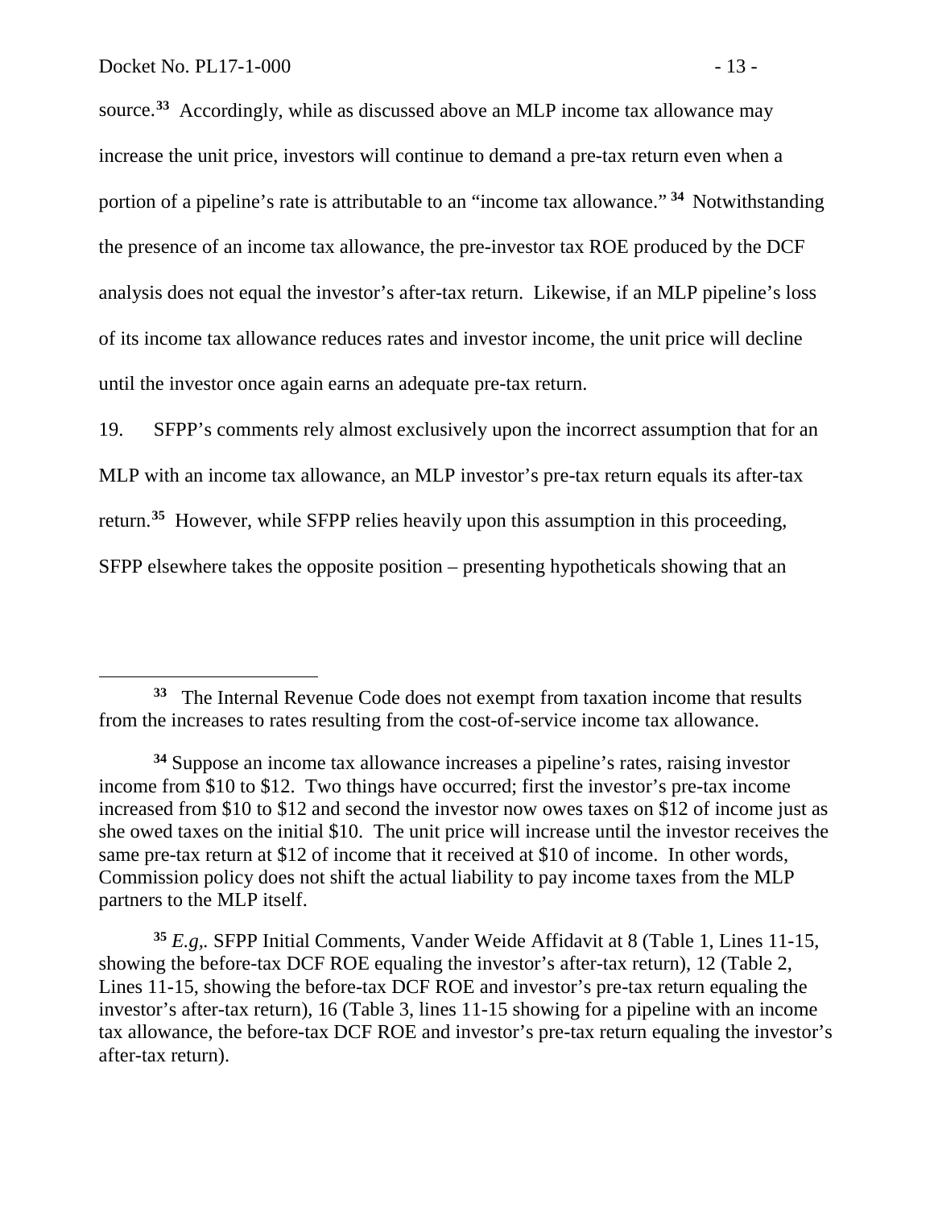source.[33] Accordingly, while as discussed above an MLP income tax allowance may increase the unit price, investors will continue to demand a pre-tax return even when a portion of a pipeline's rate is attributable to an "income tax allowance."[34] Notwithstanding the presence of an income tax allowance, the pre-investor tax ROE produced by the DCF analysis does not equal the investor's after-tax return. Likewise, if an MLP pipeline's loss of its income tax allowance reduces rates and investor income, the unit price will decline until the investor once again earns an adequate pre-tax return.

19. SFPP's comments rely almost exclusively upon the incorrect assumption that for an MLP with an income tax allowance, an MLP investor's pre-tax return equals its after-tax return.[35] However, while SFPP relies heavily upon this assumption in this proceeding, SFPP elsewhere takes the opposite position – presenting hypotheticals showing that an

---

[33] The Internal Revenue Code does not exempt from taxation income that results from the increases to rates resulting from the cost-of-service income tax allowance.

[34] Suppose an income tax allowance increases a pipeline's rates, raising investor income from $10 to $12. Two things have occurred; first the investor's pre-tax income increased from $10 to $12 and second the investor now owes taxes on $12 of income just as she owed taxes on the initial $10. The unit price will increase until the investor receives the same pre-tax return at $12 of income that it received at $10 of income. In other words, Commission policy does not shift the actual liability to pay income taxes from the MLP partners to the MLP itself.

[35] *E.g*,. SFPP Initial Comments, Vander Weide Affidavit at 8 (Table 1, Lines 11-15, showing the before-tax DCF ROE equaling the investor's after-tax return), 12 (Table 2, Lines 11-15, showing the before-tax DCF ROE and investor's pre-tax return equaling the investor's after-tax return), 16 (Table 3, lines 11-15 showing for a pipeline with an income tax allowance, the before-tax DCF ROE and investor's pre-tax return equaling the investor's after-tax return).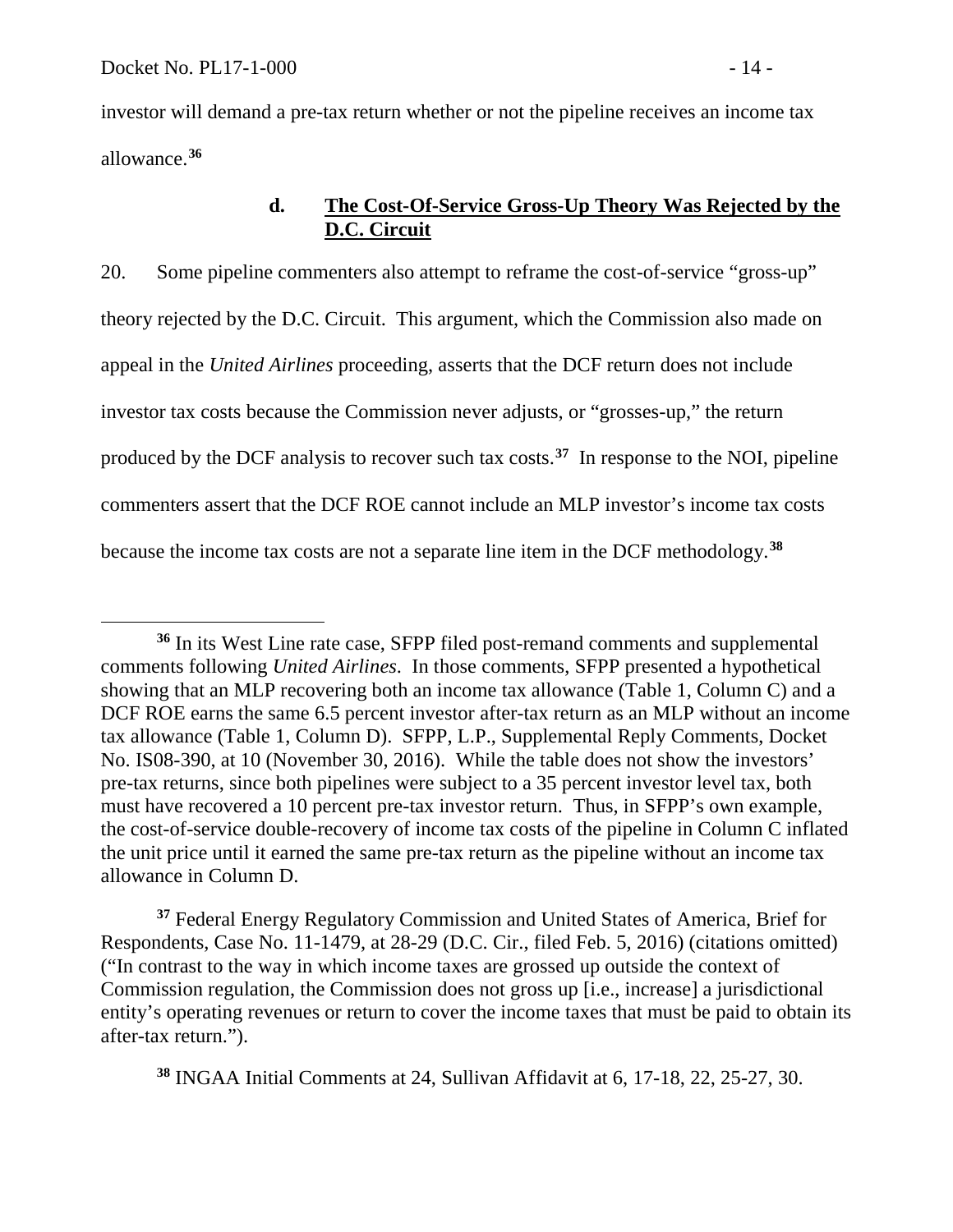investor will demand a pre-tax return whether or not the pipeline receives an income tax allowance.[36]

### d. The Cost-Of-Service Gross-Up Theory Was Rejected by the D.C. Circuit

20. Some pipeline commenters also attempt to reframe the cost-of-service "gross-up" theory rejected by the D.C. Circuit. This argument, which the Commission also made on appeal in the *United Airlines* proceeding, asserts that the DCF return does not include investor tax costs because the Commission never adjusts, or "grosses-up," the return produced by the DCF analysis to recover such tax costs.[37] In response to the NOI, pipeline commenters assert that the DCF ROE cannot include an MLP investor's income tax costs because the income tax costs are not a separate line item in the DCF methodology.[38]

---

[36] In its West Line rate case, SFPP filed post-remand comments and supplemental comments following *United Airlines*. In those comments, SFPP presented a hypothetical showing that an MLP recovering both an income tax allowance (Table 1, Column C) and a DCF ROE earns the same 6.5 percent investor after-tax return as an MLP without an income tax allowance (Table 1, Column D). SFPP, L.P., Supplemental Reply Comments, Docket No. IS08-390, at 10 (November 30, 2016). While the table does not show the investors' pre-tax returns, since both pipelines were subject to a 35 percent investor level tax, both must have recovered a 10 percent pre-tax investor return. Thus, in SFPP's own example, the cost-of-service double-recovery of income tax costs of the pipeline in Column C inflated the unit price until it earned the same pre-tax return as the pipeline without an income tax allowance in Column D.

[37] Federal Energy Regulatory Commission and United States of America, Brief for Respondents, Case No. 11-1479, at 28-29 (D.C. Cir., filed Feb. 5, 2016) (citations omitted) ("In contrast to the way in which income taxes are grossed up outside the context of Commission regulation, the Commission does not gross up [i.e., increase] a jurisdictional entity's operating revenues or return to cover the income taxes that must be paid to obtain its after-tax return.").

[38] INGAA Initial Comments at 24, Sullivan Affidavit at 6, 17-18, 22, 25-27, 30.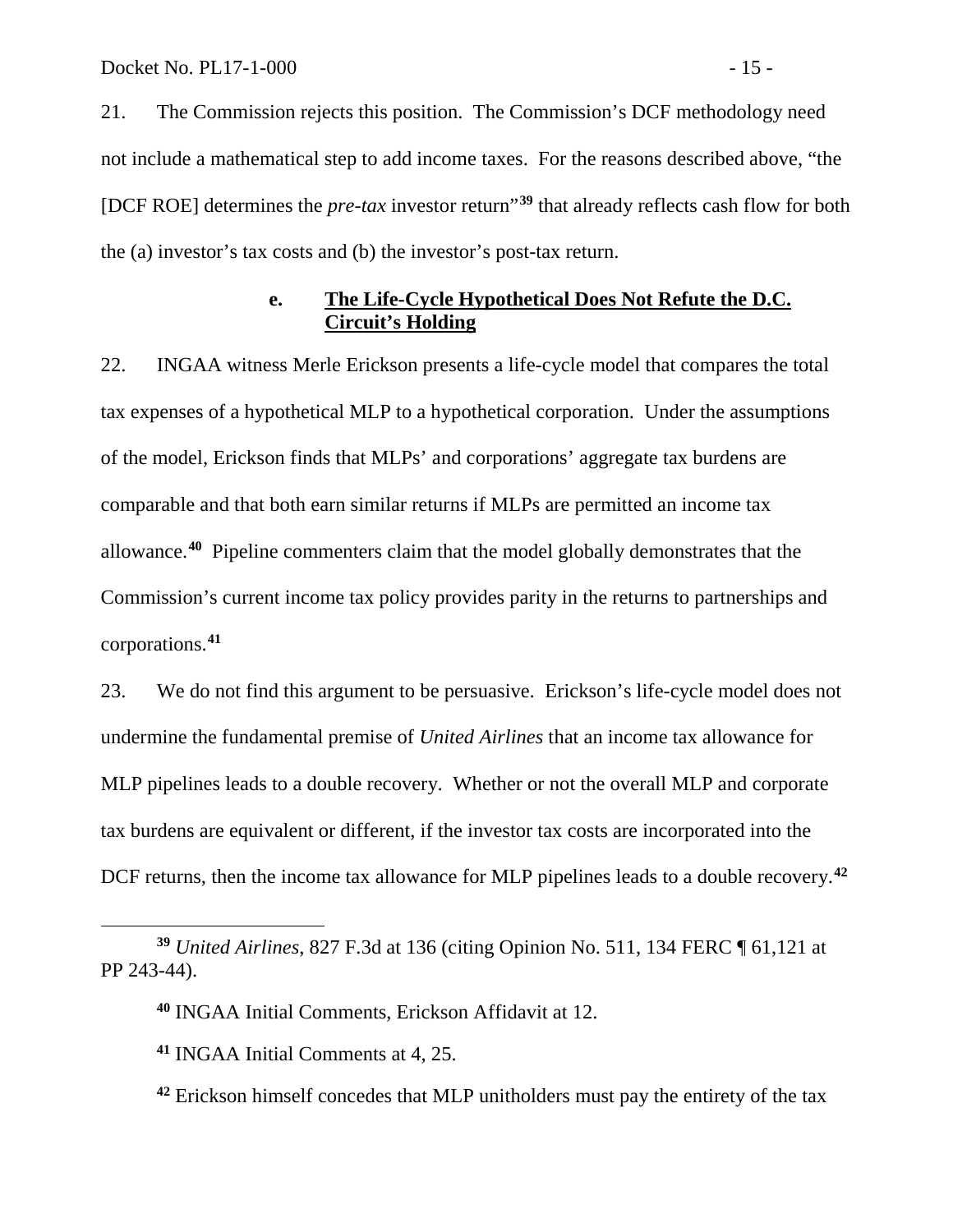21. The Commission rejects this position. The Commission's DCF methodology need not include a mathematical step to add income taxes. For the reasons described above, "the [DCF ROE] determines the *pre-tax* investor return"[39] that already reflects cash flow for both the (a) investor's tax costs and (b) the investor's post-tax return.

#### e. <u>The Life-Cycle Hypothetical Does Not Refute the D.C. Circuit's Holding</u>

22. INGAA witness Merle Erickson presents a life-cycle model that compares the total tax expenses of a hypothetical MLP to a hypothetical corporation. Under the assumptions of the model, Erickson finds that MLPs' and corporations' aggregate tax burdens are comparable and that both earn similar returns if MLPs are permitted an income tax allowance.[40] Pipeline commenters claim that the model globally demonstrates that the Commission's current income tax policy provides parity in the returns to partnerships and corporations.[41]

23. We do not find this argument to be persuasive. Erickson's life-cycle model does not undermine the fundamental premise of *United Airlines* that an income tax allowance for MLP pipelines leads to a double recovery. Whether or not the overall MLP and corporate tax burdens are equivalent or different, if the investor tax costs are incorporated into the DCF returns, then the income tax allowance for MLP pipelines leads to a double recovery.[42]

---

[39] *United Airlines*, 827 F.3d at 136 (citing Opinion No. 511, 134 FERC ¶ 61,121 at PP 243-44).

[40] INGAA Initial Comments, Erickson Affidavit at 12.

[41] INGAA Initial Comments at 4, 25.

[42] Erickson himself concedes that MLP unitholders must pay the entirety of the tax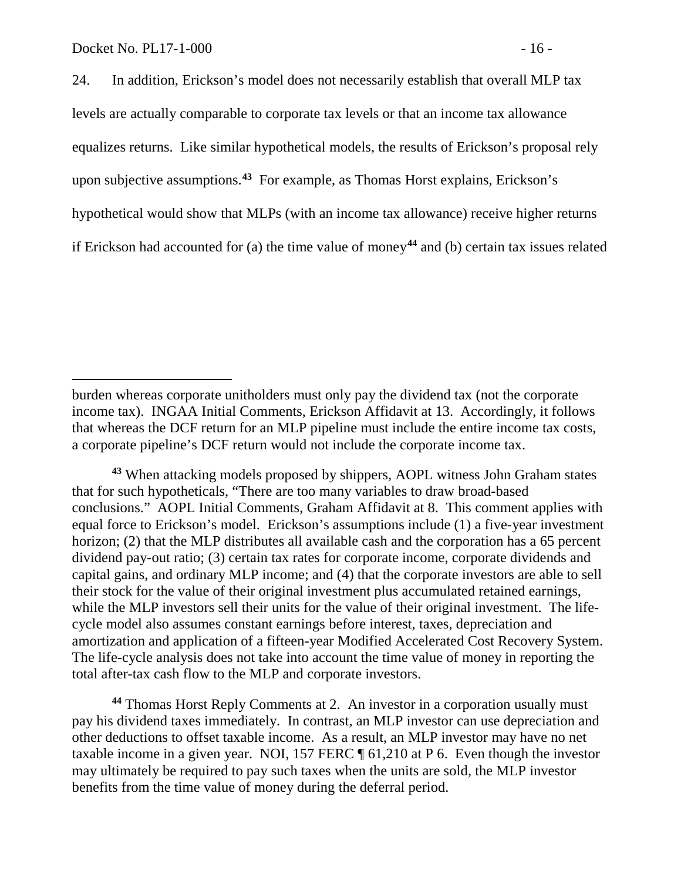24. In addition, Erickson's model does not necessarily establish that overall MLP tax levels are actually comparable to corporate tax levels or that an income tax allowance equalizes returns. Like similar hypothetical models, the results of Erickson's proposal rely upon subjective assumptions.[43] For example, as Thomas Horst explains, Erickson's hypothetical would show that MLPs (with an income tax allowance) receive higher returns if Erickson had accounted for (a) the time value of money[44] and (b) certain tax issues related

---

burden whereas corporate unitholders must only pay the dividend tax (not the corporate income tax). INGAA Initial Comments, Erickson Affidavit at 13. Accordingly, it follows that whereas the DCF return for an MLP pipeline must include the entire income tax costs, a corporate pipeline's DCF return would not include the corporate income tax.

[43] When attacking models proposed by shippers, AOPL witness John Graham states that for such hypotheticals, "There are too many variables to draw broad-based conclusions." AOPL Initial Comments, Graham Affidavit at 8. This comment applies with equal force to Erickson's model. Erickson's assumptions include (1) a five-year investment horizon; (2) that the MLP distributes all available cash and the corporation has a 65 percent dividend pay-out ratio; (3) certain tax rates for corporate income, corporate dividends and capital gains, and ordinary MLP income; and (4) that the corporate investors are able to sell their stock for the value of their original investment plus accumulated retained earnings, while the MLP investors sell their units for the value of their original investment. The life-cycle model also assumes constant earnings before interest, taxes, depreciation and amortization and application of a fifteen-year Modified Accelerated Cost Recovery System. The life-cycle analysis does not take into account the time value of money in reporting the total after-tax cash flow to the MLP and corporate investors.

[44] Thomas Horst Reply Comments at 2. An investor in a corporation usually must pay his dividend taxes immediately. In contrast, an MLP investor can use depreciation and other deductions to offset taxable income. As a result, an MLP investor may have no net taxable income in a given year. NOI, 157 FERC ¶ 61,210 at P 6. Even though the investor may ultimately be required to pay such taxes when the units are sold, the MLP investor benefits from the time value of money during the deferral period.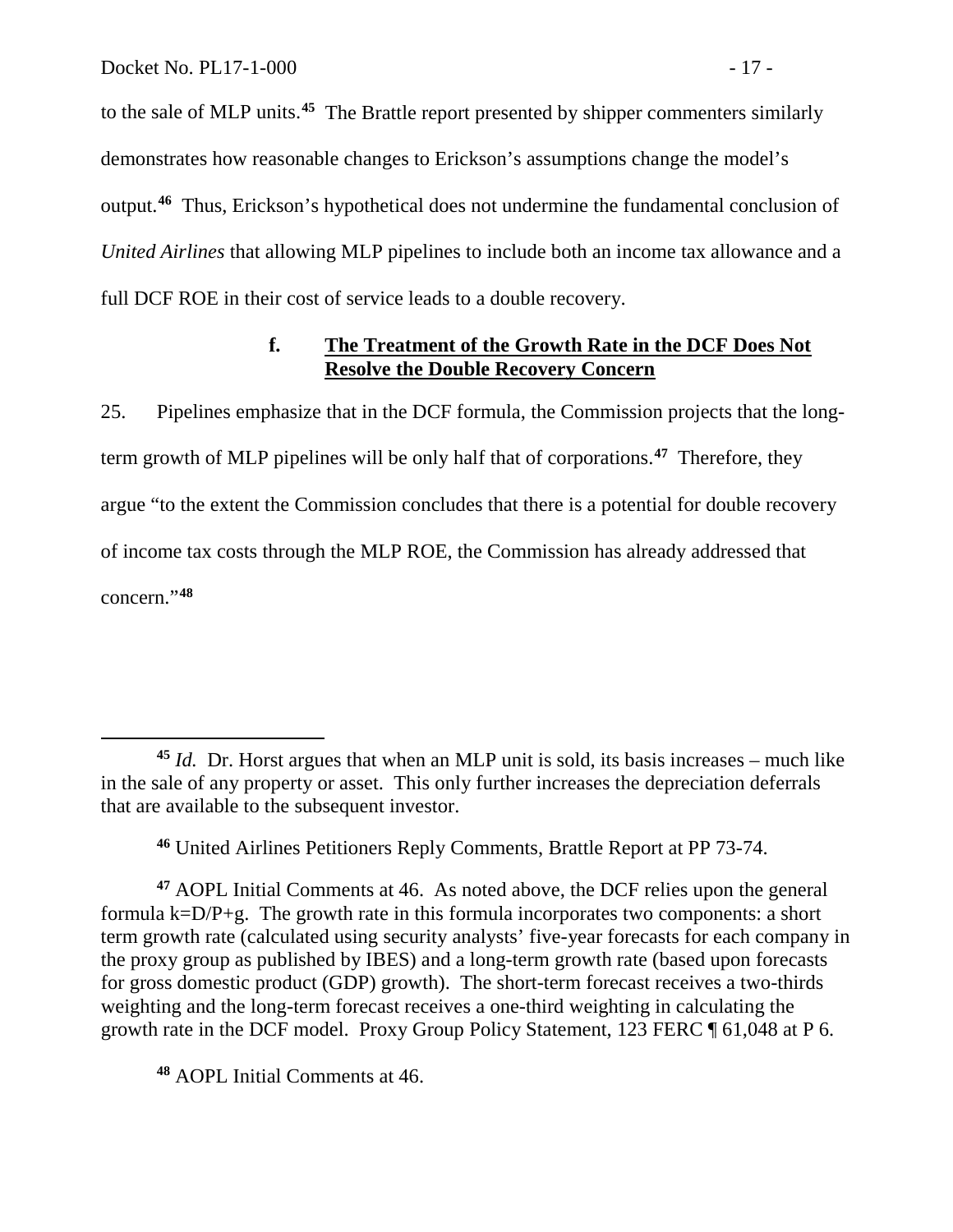to the sale of MLP units.[45] The Brattle report presented by shipper commenters similarly demonstrates how reasonable changes to Erickson's assumptions change the model's output.[46] Thus, Erickson's hypothetical does not undermine the fundamental conclusion of *United Airlines* that allowing MLP pipelines to include both an income tax allowance and a full DCF ROE in their cost of service leads to a double recovery.

#### f. The Treatment of the Growth Rate in the DCF Does Not Resolve the Double Recovery Concern

25. Pipelines emphasize that in the DCF formula, the Commission projects that the long-term growth of MLP pipelines will be only half that of corporations.[47] Therefore, they argue "to the extent the Commission concludes that there is a potential for double recovery of income tax costs through the MLP ROE, the Commission has already addressed that concern."[48]

---

[45] *Id.* Dr. Horst argues that when an MLP unit is sold, its basis increases – much like in the sale of any property or asset. This only further increases the depreciation deferrals that are available to the subsequent investor.

[46] United Airlines Petitioners Reply Comments, Brattle Report at PP 73-74.

[47] AOPL Initial Comments at 46. As noted above, the DCF relies upon the general formula $k=D/P+g$. The growth rate in this formula incorporates two components: a short term growth rate (calculated using security analysts' five-year forecasts for each company in the proxy group as published by IBES) and a long-term growth rate (based upon forecasts for gross domestic product (GDP) growth). The short-term forecast receives a two-thirds weighting and the long-term forecast receives a one-third weighting in calculating the growth rate in the DCF model. Proxy Group Policy Statement, 123 FERC ¶ 61,048 at P 6.

[48] AOPL Initial Comments at 46.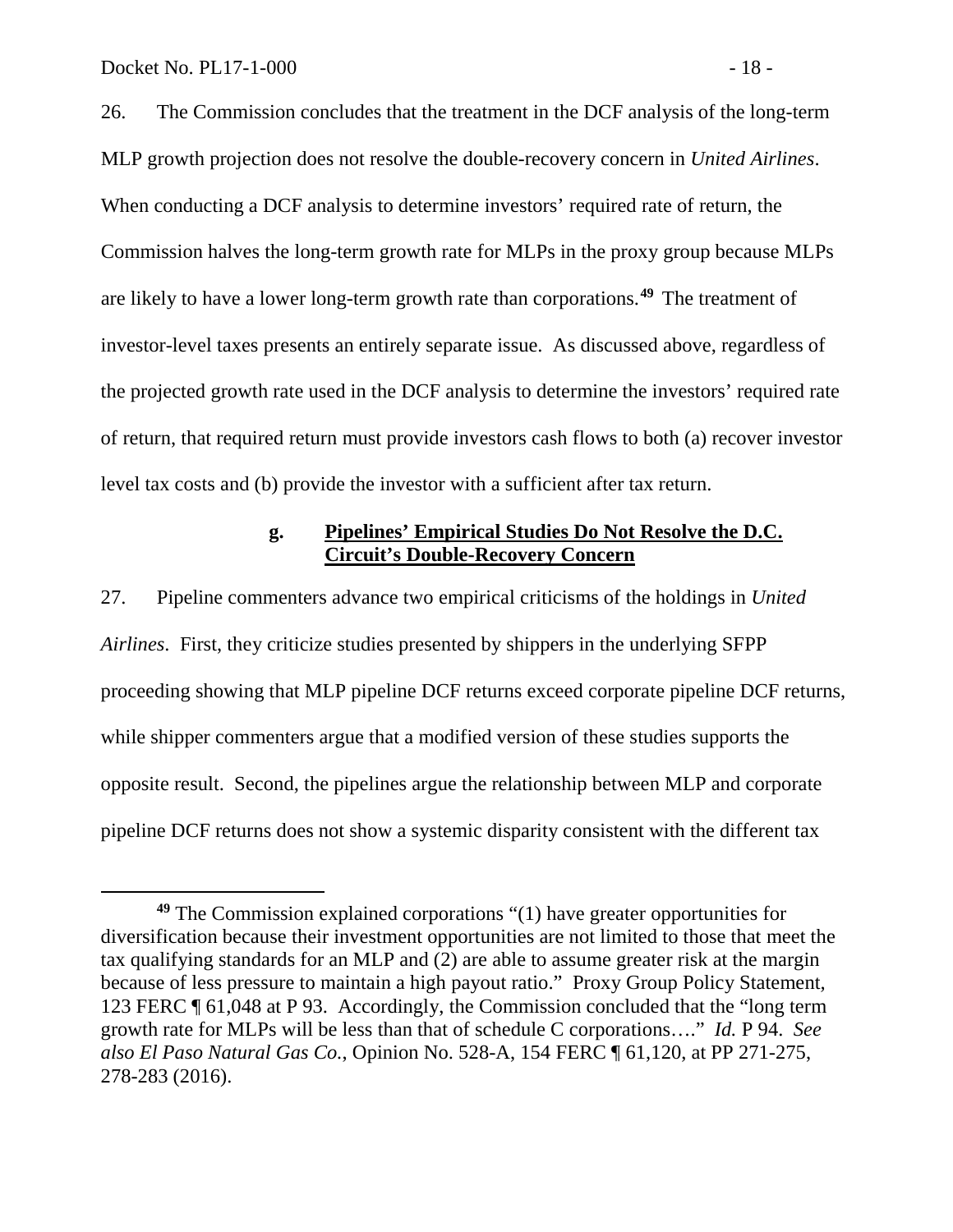26. The Commission concludes that the treatment in the DCF analysis of the long-term MLP growth projection does not resolve the double-recovery concern in *United Airlines*. When conducting a DCF analysis to determine investors' required rate of return, the Commission halves the long-term growth rate for MLPs in the proxy group because MLPs are likely to have a lower long-term growth rate than corporations.[49] The treatment of investor-level taxes presents an entirely separate issue. As discussed above, regardless of the projected growth rate used in the DCF analysis to determine the investors' required rate of return, that required return must provide investors cash flows to both (a) recover investor level tax costs and (b) provide the investor with a sufficient after tax return.

### g. **Pipelines' Empirical Studies Do Not Resolve the D.C. Circuit's Double-Recovery Concern**

27. Pipeline commenters advance two empirical criticisms of the holdings in *United Airlines*. First, they criticize studies presented by shippers in the underlying SFPP proceeding showing that MLP pipeline DCF returns exceed corporate pipeline DCF returns, while shipper commenters argue that a modified version of these studies supports the opposite result. Second, the pipelines argue the relationship between MLP and corporate pipeline DCF returns does not show a systemic disparity consistent with the different tax

---

[49] The Commission explained corporations "(1) have greater opportunities for diversification because their investment opportunities are not limited to those that meet the tax qualifying standards for an MLP and (2) are able to assume greater risk at the margin because of less pressure to maintain a high payout ratio." Proxy Group Policy Statement, 123 FERC ¶ 61,048 at P 93. Accordingly, the Commission concluded that the "long term growth rate for MLPs will be less than that of schedule C corporations…." *Id.* P 94. *See also El Paso Natural Gas Co.*, Opinion No. 528-A, 154 FERC ¶ 61,120, at PP 271-275, 278-283 (2016).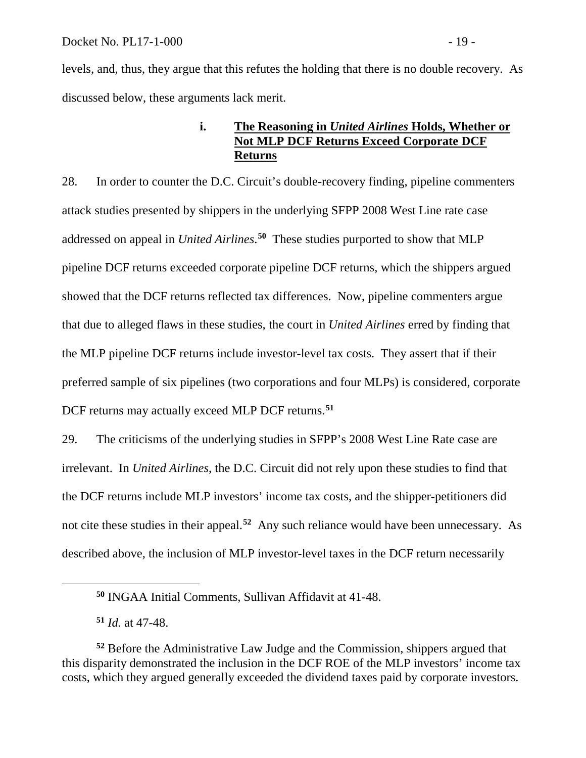levels, and, thus, they argue that this refutes the holding that there is no double recovery. As discussed below, these arguments lack merit.

#### i. The Reasoning in *United Airlines* Holds, Whether or Not MLP DCF Returns Exceed Corporate DCF Returns

28. In order to counter the D.C. Circuit's double-recovery finding, pipeline commenters attack studies presented by shippers in the underlying SFPP 2008 West Line rate case addressed on appeal in *United Airlines*.[50] These studies purported to show that MLP pipeline DCF returns exceeded corporate pipeline DCF returns, which the shippers argued showed that the DCF returns reflected tax differences. Now, pipeline commenters argue that due to alleged flaws in these studies, the court in *United Airlines* erred by finding that the MLP pipeline DCF returns include investor-level tax costs. They assert that if their preferred sample of six pipelines (two corporations and four MLPs) is considered, corporate DCF returns may actually exceed MLP DCF returns.[51]

29. The criticisms of the underlying studies in SFPP's 2008 West Line Rate case are irrelevant. In *United Airlines*, the D.C. Circuit did not rely upon these studies to find that the DCF returns include MLP investors' income tax costs, and the shipper-petitioners did not cite these studies in their appeal.[52] Any such reliance would have been unnecessary. As described above, the inclusion of MLP investor-level taxes in the DCF return necessarily

---

[50] INGAA Initial Comments, Sullivan Affidavit at 41-48.

[51] *Id.* at 47-48.

[52] Before the Administrative Law Judge and the Commission, shippers argued that this disparity demonstrated the inclusion in the DCF ROE of the MLP investors' income tax costs, which they argued generally exceeded the dividend taxes paid by corporate investors.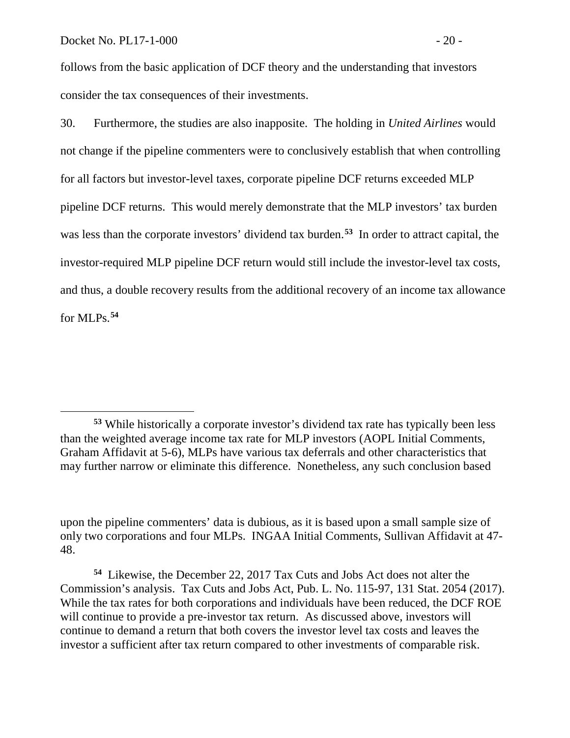follows from the basic application of DCF theory and the understanding that investors consider the tax consequences of their investments.

30. Furthermore, the studies are also inapposite. The holding in *United Airlines* would not change if the pipeline commenters were to conclusively establish that when controlling for all factors but investor-level taxes, corporate pipeline DCF returns exceeded MLP pipeline DCF returns. This would merely demonstrate that the MLP investors' tax burden was less than the corporate investors' dividend tax burden.[53] In order to attract capital, the investor-required MLP pipeline DCF return would still include the investor-level tax costs, and thus, a double recovery results from the additional recovery of an income tax allowance for MLPs.[54]

[53] While historically a corporate investor's dividend tax rate has typically been less than the weighted average income tax rate for MLP investors (AOPL Initial Comments, Graham Affidavit at 5-6), MLPs have various tax deferrals and other characteristics that may further narrow or eliminate this difference. Nonetheless, any such conclusion based upon the pipeline commenters' data is dubious, as it is based upon a small sample size of only two corporations and four MLPs. INGAA Initial Comments, Sullivan Affidavit at 47-48.

[54] Likewise, the December 22, 2017 Tax Cuts and Jobs Act does not alter the Commission's analysis. Tax Cuts and Jobs Act, Pub. L. No. 115-97, 131 Stat. 2054 (2017). While the tax rates for both corporations and individuals have been reduced, the DCF ROE will continue to provide a pre-investor tax return. As discussed above, investors will continue to demand a return that both covers the investor level tax costs and leaves the investor a sufficient after tax return compared to other investments of comparable risk.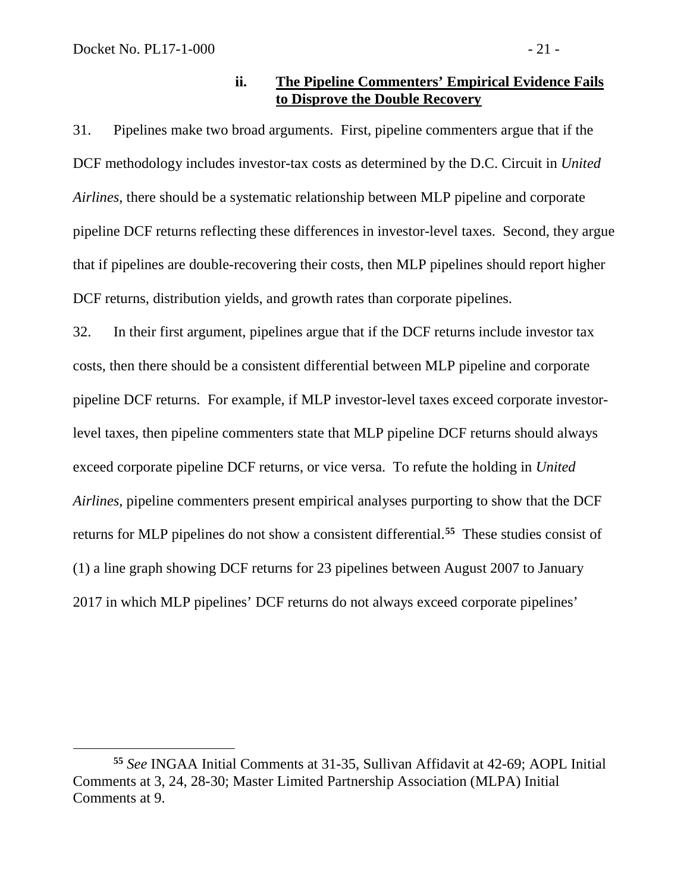### ii. The Pipeline Commenters' Empirical Evidence Fails to Disprove the Double Recovery

31. Pipelines make two broad arguments. First, pipeline commenters argue that if the DCF methodology includes investor-tax costs as determined by the D.C. Circuit in *United Airlines*, there should be a systematic relationship between MLP pipeline and corporate pipeline DCF returns reflecting these differences in investor-level taxes. Second, they argue that if pipelines are double-recovering their costs, then MLP pipelines should report higher DCF returns, distribution yields, and growth rates than corporate pipelines.

32. In their first argument, pipelines argue that if the DCF returns include investor tax costs, then there should be a consistent differential between MLP pipeline and corporate pipeline DCF returns. For example, if MLP investor-level taxes exceed corporate investor-level taxes, then pipeline commenters state that MLP pipeline DCF returns should always exceed corporate pipeline DCF returns, or vice versa. To refute the holding in *United Airlines*, pipeline commenters present empirical analyses purporting to show that the DCF returns for MLP pipelines do not show a consistent differential.[55] These studies consist of (1) a line graph showing DCF returns for 23 pipelines between August 2007 to January 2017 in which MLP pipelines' DCF returns do not always exceed corporate pipelines'

---

[55] *See* INGAA Initial Comments at 31-35, Sullivan Affidavit at 42-69; AOPL Initial Comments at 3, 24, 28-30; Master Limited Partnership Association (MLPA) Initial Comments at 9.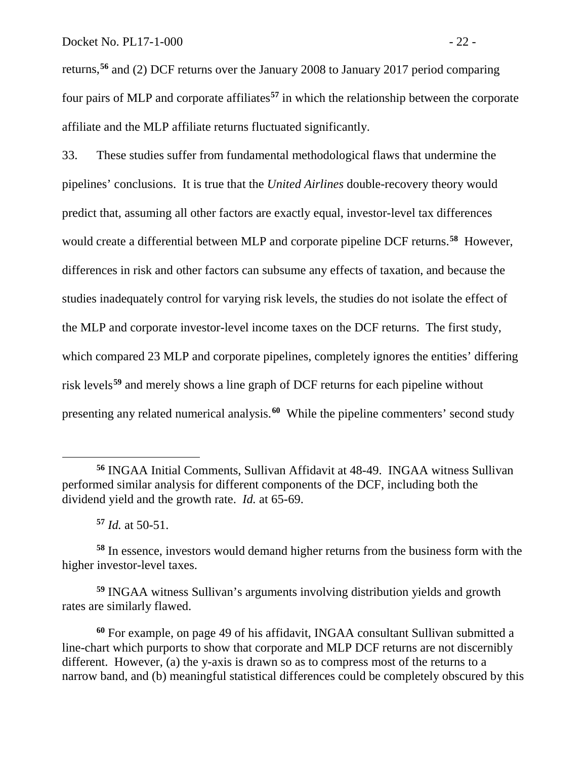returns,[56] and (2) DCF returns over the January 2008 to January 2017 period comparing four pairs of MLP and corporate affiliates[57] in which the relationship between the corporate affiliate and the MLP affiliate returns fluctuated significantly.

33. These studies suffer from fundamental methodological flaws that undermine the pipelines' conclusions. It is true that the *United Airlines* double-recovery theory would predict that, assuming all other factors are exactly equal, investor-level tax differences would create a differential between MLP and corporate pipeline DCF returns.[58] However, differences in risk and other factors can subsume any effects of taxation, and because the studies inadequately control for varying risk levels, the studies do not isolate the effect of the MLP and corporate investor-level income taxes on the DCF returns. The first study, which compared 23 MLP and corporate pipelines, completely ignores the entities' differing risk levels[59] and merely shows a line graph of DCF returns for each pipeline without presenting any related numerical analysis.[60] While the pipeline commenters' second study

---

[56] INGAA Initial Comments, Sullivan Affidavit at 48-49. INGAA witness Sullivan performed similar analysis for different components of the DCF, including both the dividend yield and the growth rate. *Id.* at 65-69.

[57] *Id.* at 50-51.

[58] In essence, investors would demand higher returns from the business form with the higher investor-level taxes.

[59] INGAA witness Sullivan's arguments involving distribution yields and growth rates are similarly flawed.

[60] For example, on page 49 of his affidavit, INGAA consultant Sullivan submitted a line-chart which purports to show that corporate and MLP DCF returns are not discernibly different. However, (a) the y-axis is drawn so as to compress most of the returns to a narrow band, and (b) meaningful statistical differences could be completely obscured by this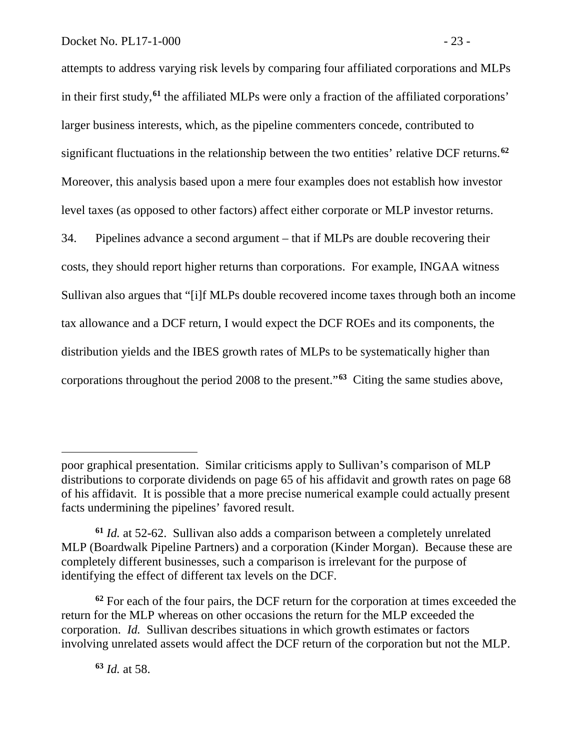attempts to address varying risk levels by comparing four affiliated corporations and MLPs in their first study,[61] the affiliated MLPs were only a fraction of the affiliated corporations' larger business interests, which, as the pipeline commenters concede, contributed to significant fluctuations in the relationship between the two entities' relative DCF returns.[62] Moreover, this analysis based upon a mere four examples does not establish how investor level taxes (as opposed to other factors) affect either corporate or MLP investor returns.

34. Pipelines advance a second argument – that if MLPs are double recovering their costs, they should report higher returns than corporations. For example, INGAA witness Sullivan also argues that "[i]f MLPs double recovered income taxes through both an income tax allowance and a DCF return, I would expect the DCF ROEs and its components, the distribution yields and the IBES growth rates of MLPs to be systematically higher than corporations throughout the period 2008 to the present."[63] Citing the same studies above,

---

poor graphical presentation. Similar criticisms apply to Sullivan's comparison of MLP distributions to corporate dividends on page 65 of his affidavit and growth rates on page 68 of his affidavit. It is possible that a more precise numerical example could actually present facts undermining the pipelines' favored result.

[61] *Id.* at 52-62. Sullivan also adds a comparison between a completely unrelated MLP (Boardwalk Pipeline Partners) and a corporation (Kinder Morgan). Because these are completely different businesses, such a comparison is irrelevant for the purpose of identifying the effect of different tax levels on the DCF.

[62] For each of the four pairs, the DCF return for the corporation at times exceeded the return for the MLP whereas on other occasions the return for the MLP exceeded the corporation. *Id.* Sullivan describes situations in which growth estimates or factors involving unrelated assets would affect the DCF return of the corporation but not the MLP.

[63] *Id.* at 58.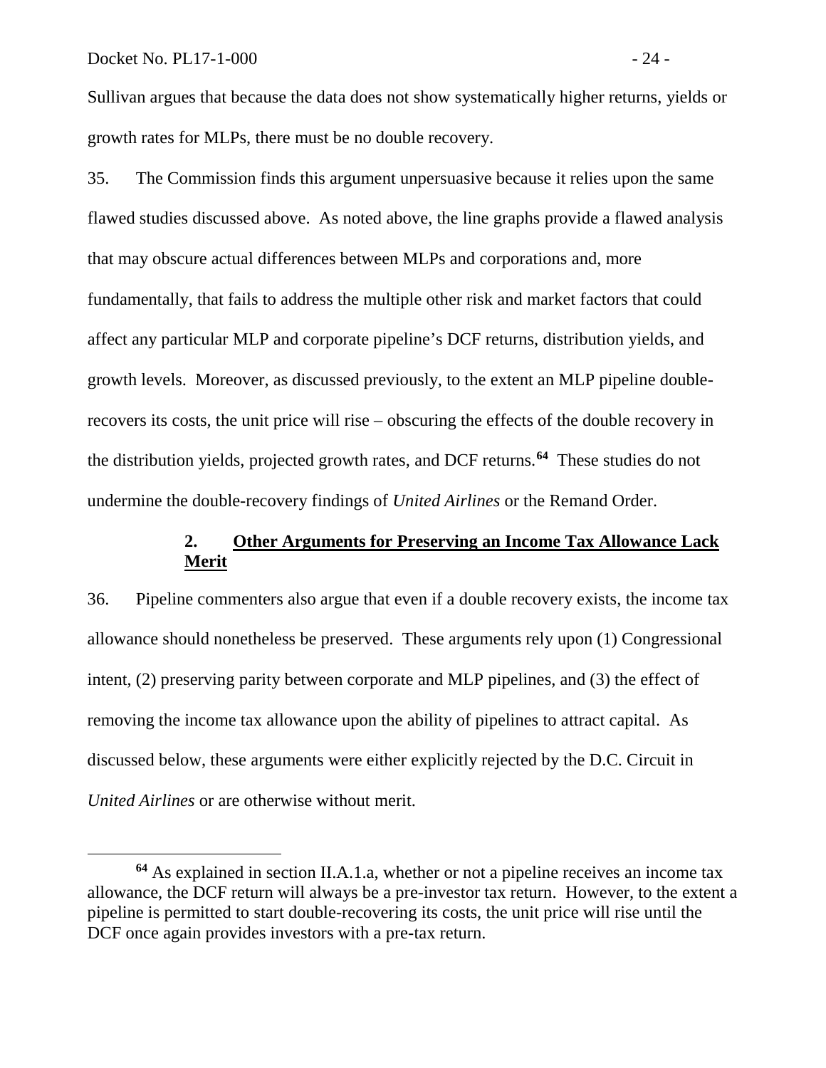Sullivan argues that because the data does not show systematically higher returns, yields or growth rates for MLPs, there must be no double recovery.

35. The Commission finds this argument unpersuasive because it relies upon the same flawed studies discussed above. As noted above, the line graphs provide a flawed analysis that may obscure actual differences between MLPs and corporations and, more fundamentally, that fails to address the multiple other risk and market factors that could affect any particular MLP and corporate pipeline's DCF returns, distribution yields, and growth levels. Moreover, as discussed previously, to the extent an MLP pipeline double-recovers its costs, the unit price will rise – obscuring the effects of the double recovery in the distribution yields, projected growth rates, and DCF returns.[64] These studies do not undermine the double-recovery findings of *United Airlines* or the Remand Order.

### 2. Other Arguments for Preserving an Income Tax Allowance Lack Merit

36. Pipeline commenters also argue that even if a double recovery exists, the income tax allowance should nonetheless be preserved. These arguments rely upon (1) Congressional intent, (2) preserving parity between corporate and MLP pipelines, and (3) the effect of removing the income tax allowance upon the ability of pipelines to attract capital. As discussed below, these arguments were either explicitly rejected by the D.C. Circuit in *United Airlines* or are otherwise without merit.

---

[64] As explained in section II.A.1.a, whether or not a pipeline receives an income tax allowance, the DCF return will always be a pre-investor tax return. However, to the extent a pipeline is permitted to start double-recovering its costs, the unit price will rise until the DCF once again provides investors with a pre-tax return.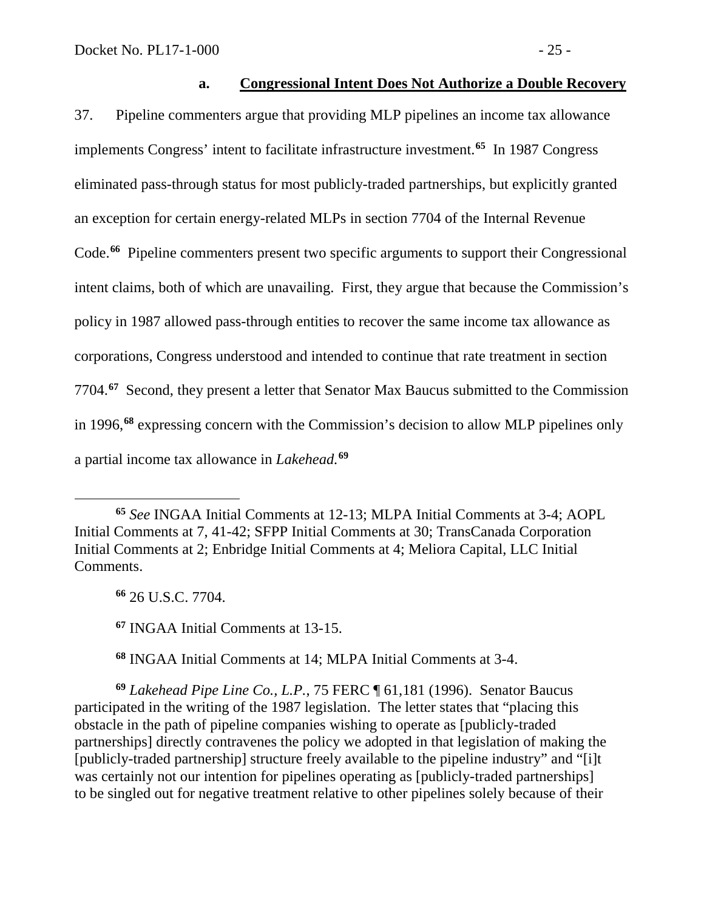### a. **Congressional Intent Does Not Authorize a Double Recovery**

37. Pipeline commenters argue that providing MLP pipelines an income tax allowance implements Congress' intent to facilitate infrastructure investment.[65] In 1987 Congress eliminated pass-through status for most publicly-traded partnerships, but explicitly granted an exception for certain energy-related MLPs in section 7704 of the Internal Revenue Code.[66] Pipeline commenters present two specific arguments to support their Congressional intent claims, both of which are unavailing. First, they argue that because the Commission's policy in 1987 allowed pass-through entities to recover the same income tax allowance as corporations, Congress understood and intended to continue that rate treatment in section 7704.[67] Second, they present a letter that Senator Max Baucus submitted to the Commission in 1996,[68] expressing concern with the Commission's decision to allow MLP pipelines only a partial income tax allowance in *Lakehead.*[69]

---

[65] *See* INGAA Initial Comments at 12-13; MLPA Initial Comments at 3-4; AOPL Initial Comments at 7, 41-42; SFPP Initial Comments at 30; TransCanada Corporation Initial Comments at 2; Enbridge Initial Comments at 4; Meliora Capital, LLC Initial Comments.

[66] 26 U.S.C. 7704.

[67] INGAA Initial Comments at 13-15.

[68] INGAA Initial Comments at 14; MLPA Initial Comments at 3-4.

[69] *Lakehead Pipe Line Co., L.P.*, 75 FERC ¶ 61,181 (1996). Senator Baucus participated in the writing of the 1987 legislation. The letter states that "placing this obstacle in the path of pipeline companies wishing to operate as [publicly-traded partnerships] directly contravenes the policy we adopted in that legislation of making the [publicly-traded partnership] structure freely available to the pipeline industry" and "[i]t was certainly not our intention for pipelines operating as [publicly-traded partnerships] to be singled out for negative treatment relative to other pipelines solely because of their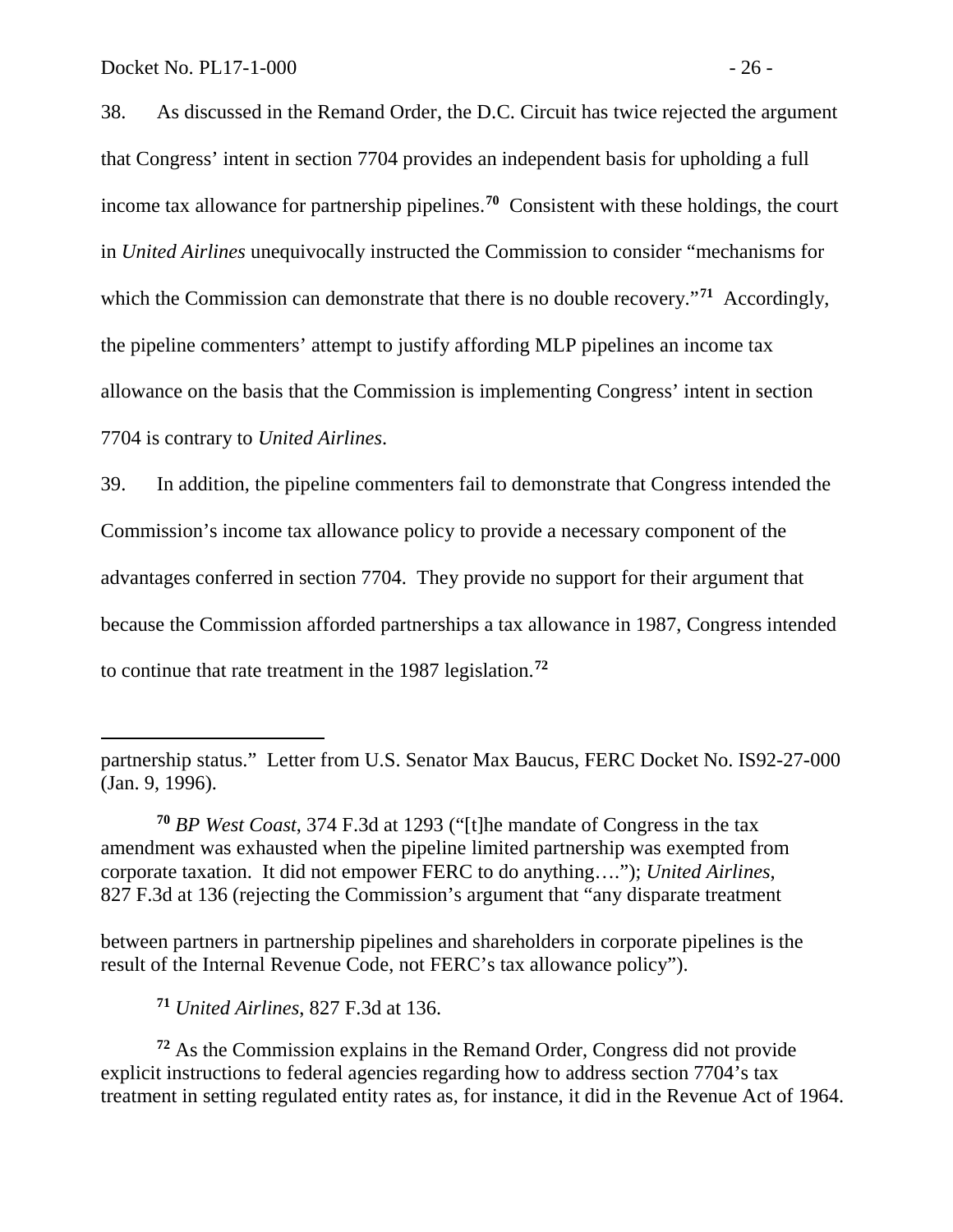38. As discussed in the Remand Order, the D.C. Circuit has twice rejected the argument that Congress' intent in section 7704 provides an independent basis for upholding a full income tax allowance for partnership pipelines.[70] Consistent with these holdings, the court in *United Airlines* unequivocally instructed the Commission to consider "mechanisms for which the Commission can demonstrate that there is no double recovery."[71] Accordingly, the pipeline commenters' attempt to justify affording MLP pipelines an income tax allowance on the basis that the Commission is implementing Congress' intent in section 7704 is contrary to *United Airlines*.

39. In addition, the pipeline commenters fail to demonstrate that Congress intended the Commission's income tax allowance policy to provide a necessary component of the advantages conferred in section 7704. They provide no support for their argument that because the Commission afforded partnerships a tax allowance in 1987, Congress intended to continue that rate treatment in the 1987 legislation.[72]

---

partnership status." Letter from U.S. Senator Max Baucus, FERC Docket No. IS92-27-000 (Jan. 9, 1996).

[70] *BP West Coast*, 374 F.3d at 1293 ("[t]he mandate of Congress in the tax amendment was exhausted when the pipeline limited partnership was exempted from corporate taxation. It did not empower FERC to do anything…."); *United Airlines*, 827 F.3d at 136 (rejecting the Commission's argument that "any disparate treatment between partners in partnership pipelines and shareholders in corporate pipelines is the result of the Internal Revenue Code, not FERC's tax allowance policy").

[71] *United Airlines*, 827 F.3d at 136.

[72] As the Commission explains in the Remand Order, Congress did not provide explicit instructions to federal agencies regarding how to address section 7704's tax treatment in setting regulated entity rates as, for instance, it did in the Revenue Act of 1964.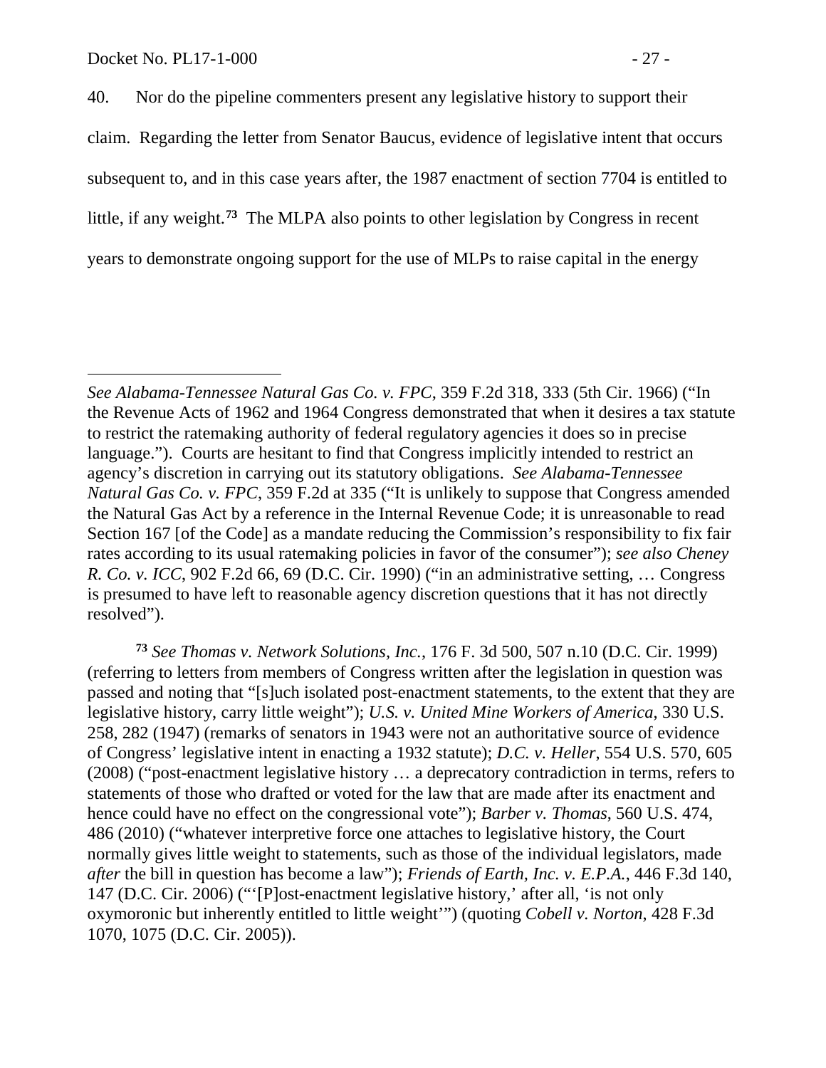40. Nor do the pipeline commenters present any legislative history to support their claim. Regarding the letter from Senator Baucus, evidence of legislative intent that occurs subsequent to, and in this case years after, the 1987 enactment of section 7704 is entitled to little, if any weight.[73] The MLPA also points to other legislation by Congress in recent years to demonstrate ongoing support for the use of MLPs to raise capital in the energy

---

*See Alabama-Tennessee Natural Gas Co. v. FPC*, 359 F.2d 318, 333 (5th Cir. 1966) ("In the Revenue Acts of 1962 and 1964 Congress demonstrated that when it desires a tax statute to restrict the ratemaking authority of federal regulatory agencies it does so in precise language."). Courts are hesitant to find that Congress implicitly intended to restrict an agency's discretion in carrying out its statutory obligations. *See Alabama-Tennessee Natural Gas Co. v. FPC*, 359 F.2d at 335 ("It is unlikely to suppose that Congress amended the Natural Gas Act by a reference in the Internal Revenue Code; it is unreasonable to read Section 167 [of the Code] as a mandate reducing the Commission's responsibility to fix fair rates according to its usual ratemaking policies in favor of the consumer"); *see also Cheney R. Co. v. ICC*, 902 F.2d 66, 69 (D.C. Cir. 1990) ("in an administrative setting, … Congress is presumed to have left to reasonable agency discretion questions that it has not directly resolved").

[73] *See Thomas v. Network Solutions, Inc.*, 176 F. 3d 500, 507 n.10 (D.C. Cir. 1999) (referring to letters from members of Congress written after the legislation in question was passed and noting that "[s]uch isolated post-enactment statements, to the extent that they are legislative history, carry little weight"); *U.S. v. United Mine Workers of America*, 330 U.S. 258, 282 (1947) (remarks of senators in 1943 were not an authoritative source of evidence of Congress' legislative intent in enacting a 1932 statute); *D.C. v. Heller*, 554 U.S. 570, 605 (2008) ("post-enactment legislative history … a deprecatory contradiction in terms, refers to statements of those who drafted or voted for the law that are made after its enactment and hence could have no effect on the congressional vote"); *Barber v. Thomas*, 560 U.S. 474, 486 (2010) ("whatever interpretive force one attaches to legislative history, the Court normally gives little weight to statements, such as those of the individual legislators, made *after* the bill in question has become a law"); *Friends of Earth, Inc. v. E.P.A.*, 446 F.3d 140, 147 (D.C. Cir. 2006) ("'[P]ost-enactment legislative history,' after all, 'is not only oxymoronic but inherently entitled to little weight'") (quoting *Cobell v. Norton*, 428 F.3d 1070, 1075 (D.C. Cir. 2005)).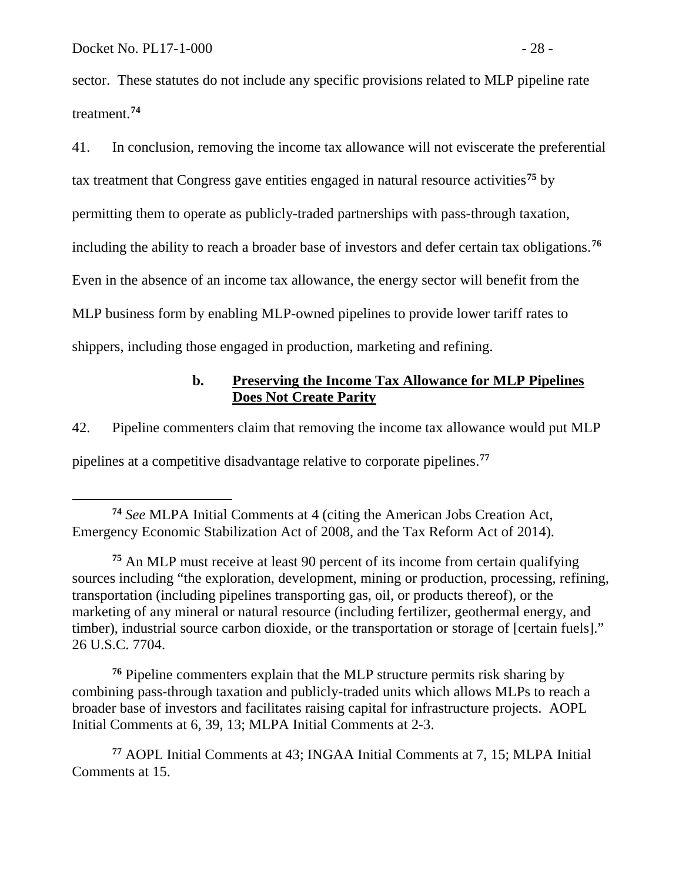sector. These statutes do not include any specific provisions related to MLP pipeline rate treatment.[74]

41. In conclusion, removing the income tax allowance will not eviscerate the preferential tax treatment that Congress gave entities engaged in natural resource activities[75] by permitting them to operate as publicly-traded partnerships with pass-through taxation, including the ability to reach a broader base of investors and defer certain tax obligations.[76] Even in the absence of an income tax allowance, the energy sector will benefit from the MLP business form by enabling MLP-owned pipelines to provide lower tariff rates to shippers, including those engaged in production, marketing and refining.

### b. Preserving the Income Tax Allowance for MLP Pipelines Does Not Create Parity

42. Pipeline commenters claim that removing the income tax allowance would put MLP pipelines at a competitive disadvantage relative to corporate pipelines.[77]

---

[74] *See* MLPA Initial Comments at 4 (citing the American Jobs Creation Act, Emergency Economic Stabilization Act of 2008, and the Tax Reform Act of 2014).

[75] An MLP must receive at least 90 percent of its income from certain qualifying sources including "the exploration, development, mining or production, processing, refining, transportation (including pipelines transporting gas, oil, or products thereof), or the marketing of any mineral or natural resource (including fertilizer, geothermal energy, and timber), industrial source carbon dioxide, or the transportation or storage of [certain fuels]." 26 U.S.C. 7704.

[76] Pipeline commenters explain that the MLP structure permits risk sharing by combining pass-through taxation and publicly-traded units which allows MLPs to reach a broader base of investors and facilitates raising capital for infrastructure projects. AOPL Initial Comments at 6, 39, 13; MLPA Initial Comments at 2-3.

[77] AOPL Initial Comments at 43; INGAA Initial Comments at 7, 15; MLPA Initial Comments at 15.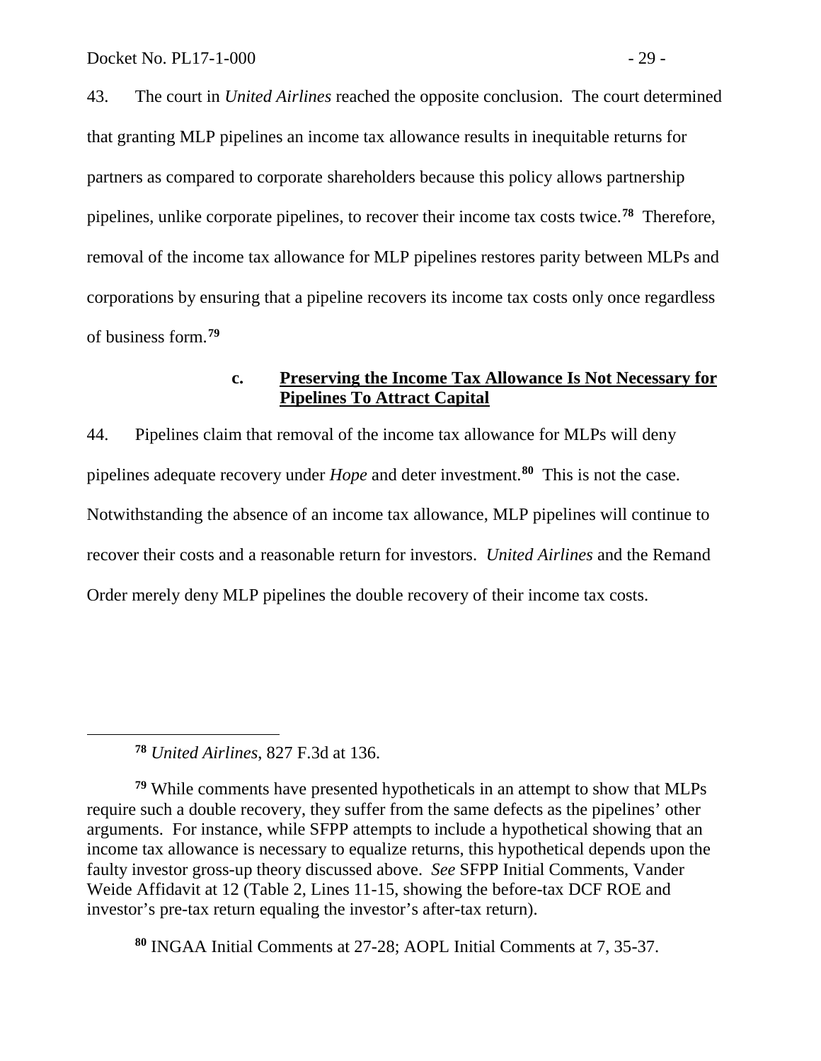43. The court in *United Airlines* reached the opposite conclusion. The court determined that granting MLP pipelines an income tax allowance results in inequitable returns for partners as compared to corporate shareholders because this policy allows partnership pipelines, unlike corporate pipelines, to recover their income tax costs twice.[78] Therefore, removal of the income tax allowance for MLP pipelines restores parity between MLPs and corporations by ensuring that a pipeline recovers its income tax costs only once regardless of business form.[79]

### c. Preserving the Income Tax Allowance Is Not Necessary for Pipelines To Attract Capital

44. Pipelines claim that removal of the income tax allowance for MLPs will deny pipelines adequate recovery under *Hope* and deter investment.[80] This is not the case. Notwithstanding the absence of an income tax allowance, MLP pipelines will continue to recover their costs and a reasonable return for investors. *United Airlines* and the Remand Order merely deny MLP pipelines the double recovery of their income tax costs.

---

[78] *United Airlines*, 827 F.3d at 136.

[79] While comments have presented hypotheticals in an attempt to show that MLPs require such a double recovery, they suffer from the same defects as the pipelines' other arguments. For instance, while SFPP attempts to include a hypothetical showing that an income tax allowance is necessary to equalize returns, this hypothetical depends upon the faulty investor gross-up theory discussed above. *See* SFPP Initial Comments, Vander Weide Affidavit at 12 (Table 2, Lines 11-15, showing the before-tax DCF ROE and investor's pre-tax return equaling the investor's after-tax return).

[80] INGAA Initial Comments at 27-28; AOPL Initial Comments at 7, 35-37.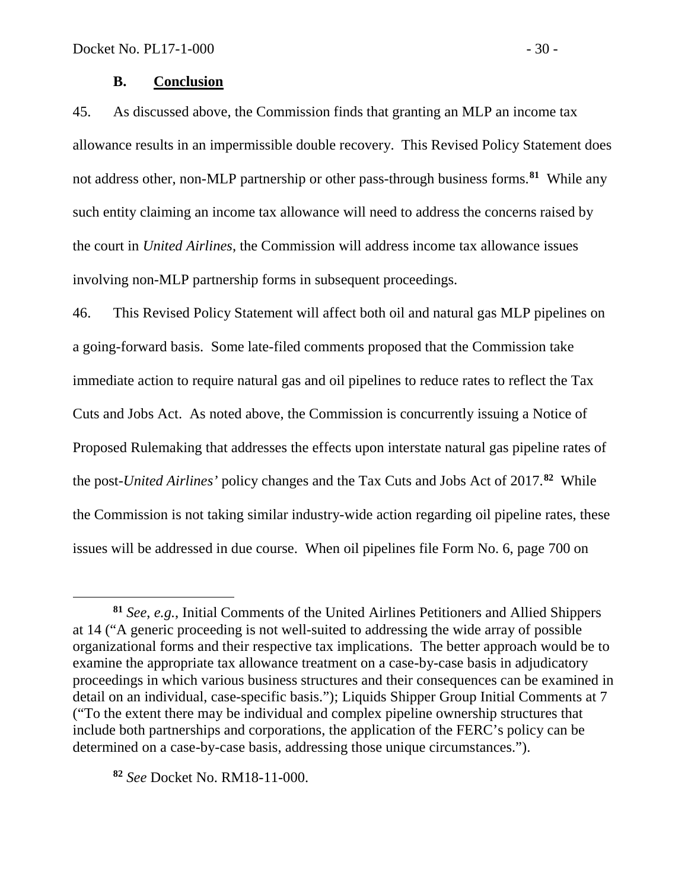### B. Conclusion

45. As discussed above, the Commission finds that granting an MLP an income tax allowance results in an impermissible double recovery. This Revised Policy Statement does not address other, non-MLP partnership or other pass-through business forms.[81] While any such entity claiming an income tax allowance will need to address the concerns raised by the court in *United Airlines*, the Commission will address income tax allowance issues involving non-MLP partnership forms in subsequent proceedings.

46. This Revised Policy Statement will affect both oil and natural gas MLP pipelines on a going-forward basis. Some late-filed comments proposed that the Commission take immediate action to require natural gas and oil pipelines to reduce rates to reflect the Tax Cuts and Jobs Act. As noted above, the Commission is concurrently issuing a Notice of Proposed Rulemaking that addresses the effects upon interstate natural gas pipeline rates of the post-*United Airlines'* policy changes and the Tax Cuts and Jobs Act of 2017.[82] While the Commission is not taking similar industry-wide action regarding oil pipeline rates, these issues will be addressed in due course. When oil pipelines file Form No. 6, page 700 on

---

[81] *See*, *e.g.*, Initial Comments of the United Airlines Petitioners and Allied Shippers at 14 ("A generic proceeding is not well-suited to addressing the wide array of possible organizational forms and their respective tax implications. The better approach would be to examine the appropriate tax allowance treatment on a case-by-case basis in adjudicatory proceedings in which various business structures and their consequences can be examined in detail on an individual, case-specific basis."); Liquids Shipper Group Initial Comments at 7 ("To the extent there may be individual and complex pipeline ownership structures that include both partnerships and corporations, the application of the FERC's policy can be determined on a case-by-case basis, addressing those unique circumstances.").

[82] *See* Docket No. RM18-11-000.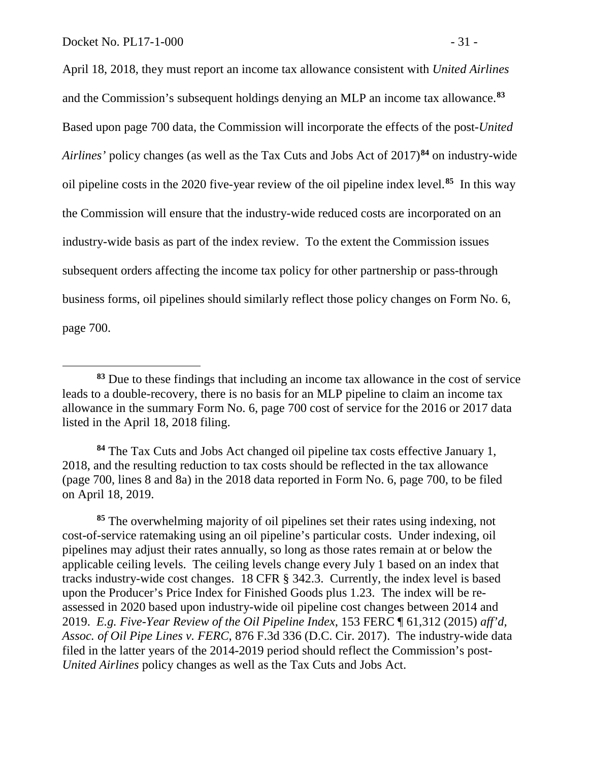April 18, 2018, they must report an income tax allowance consistent with *United Airlines* and the Commission's subsequent holdings denying an MLP an income tax allowance.[83] Based upon page 700 data, the Commission will incorporate the effects of the post-*United Airlines'* policy changes (as well as the Tax Cuts and Jobs Act of 2017)[84] on industry-wide oil pipeline costs in the 2020 five-year review of the oil pipeline index level.[85] In this way the Commission will ensure that the industry-wide reduced costs are incorporated on an industry-wide basis as part of the index review. To the extent the Commission issues subsequent orders affecting the income tax policy for other partnership or pass-through business forms, oil pipelines should similarly reflect those policy changes on Form No. 6, page 700.

---

[83] Due to these findings that including an income tax allowance in the cost of service leads to a double-recovery, there is no basis for an MLP pipeline to claim an income tax allowance in the summary Form No. 6, page 700 cost of service for the 2016 or 2017 data listed in the April 18, 2018 filing.

[84] The Tax Cuts and Jobs Act changed oil pipeline tax costs effective January 1, 2018, and the resulting reduction to tax costs should be reflected in the tax allowance (page 700, lines 8 and 8a) in the 2018 data reported in Form No. 6, page 700, to be filed on April 18, 2019.

[85] The overwhelming majority of oil pipelines set their rates using indexing, not cost-of-service ratemaking using an oil pipeline's particular costs. Under indexing, oil pipelines may adjust their rates annually, so long as those rates remain at or below the applicable ceiling levels. The ceiling levels change every July 1 based on an index that tracks industry-wide cost changes. 18 CFR § 342.3. Currently, the index level is based upon the Producer's Price Index for Finished Goods plus 1.23. The index will be re-assessed in 2020 based upon industry-wide oil pipeline cost changes between 2014 and 2019. *E.g. Five-Year Review of the Oil Pipeline Index*, 153 FERC ¶ 61,312 (2015) *aff'd, Assoc. of Oil Pipe Lines v. FERC*, 876 F.3d 336 (D.C. Cir. 2017). The industry-wide data filed in the latter years of the 2014-2019 period should reflect the Commission's post-*United Airlines* policy changes as well as the Tax Cuts and Jobs Act.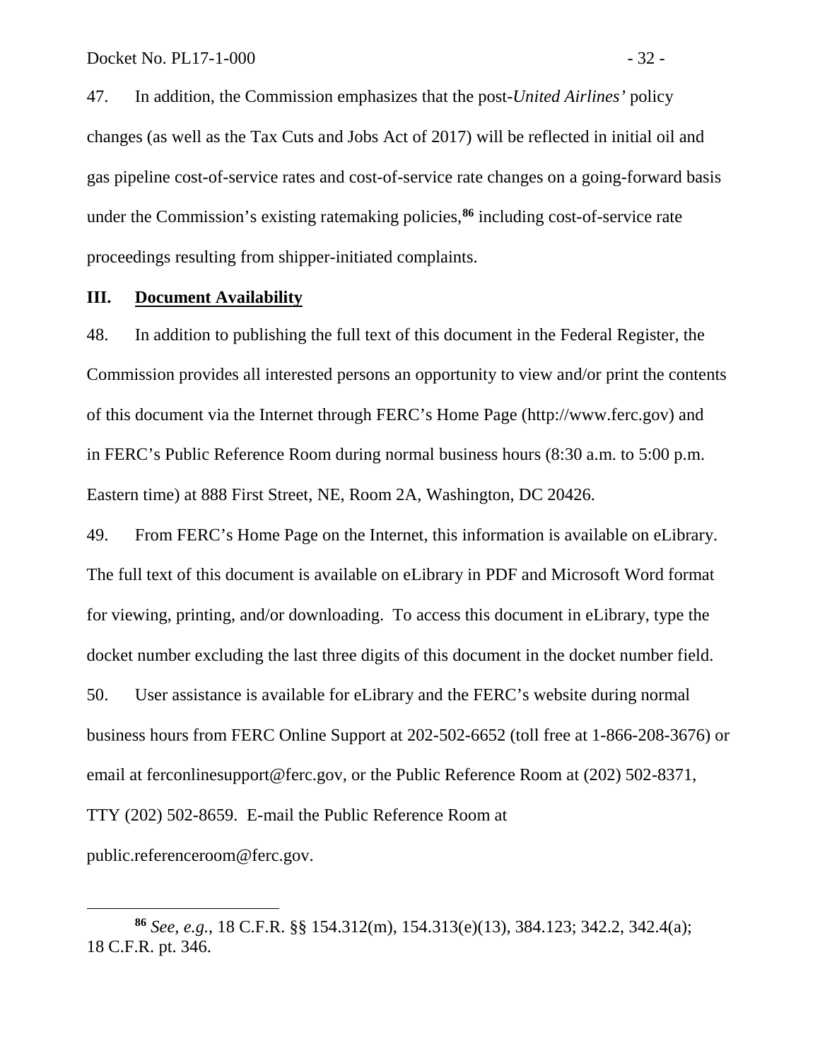47. In addition, the Commission emphasizes that the post-*United Airlines'* policy changes (as well as the Tax Cuts and Jobs Act of 2017) will be reflected in initial oil and gas pipeline cost-of-service rates and cost-of-service rate changes on a going-forward basis under the Commission's existing ratemaking policies,[86] including cost-of-service rate proceedings resulting from shipper-initiated complaints.

## III. Document Availability

48. In addition to publishing the full text of this document in the Federal Register, the Commission provides all interested persons an opportunity to view and/or print the contents of this document via the Internet through FERC's Home Page (http://www.ferc.gov) and in FERC's Public Reference Room during normal business hours (8:30 a.m. to 5:00 p.m. Eastern time) at 888 First Street, NE, Room 2A, Washington, DC 20426.

49. From FERC's Home Page on the Internet, this information is available on eLibrary. The full text of this document is available on eLibrary in PDF and Microsoft Word format for viewing, printing, and/or downloading. To access this document in eLibrary, type the docket number excluding the last three digits of this document in the docket number field.

50. User assistance is available for eLibrary and the FERC's website during normal business hours from FERC Online Support at 202-502-6652 (toll free at 1-866-208-3676) or email at ferconlinesupport@ferc.gov, or the Public Reference Room at (202) 502-8371, TTY (202) 502-8659. E-mail the Public Reference Room at public.referenceroom@ferc.gov.

---

[86] *See, e.g.*, 18 C.F.R. §§ 154.312(m), 154.313(e)(13), 384.123; 342.2, 342.4(a); 18 C.F.R. pt. 346.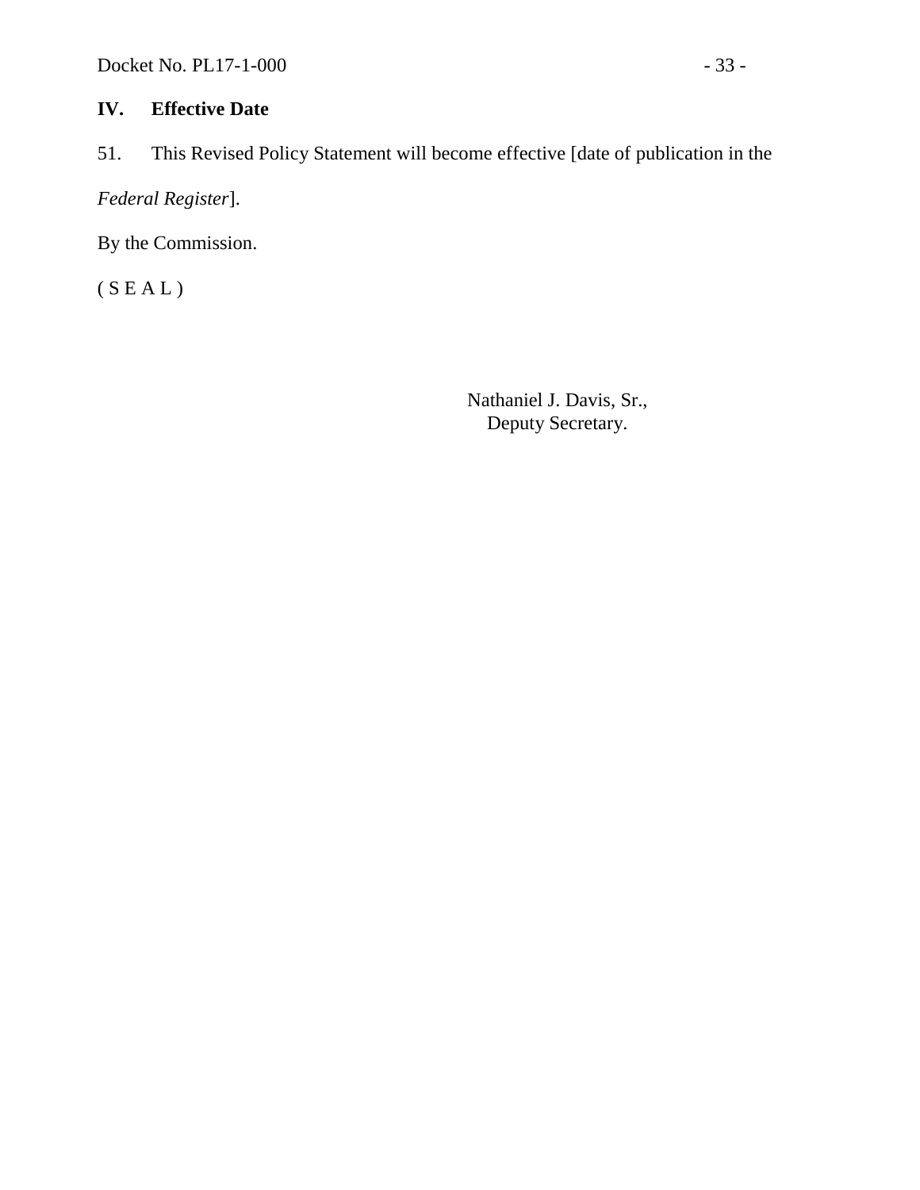## IV. Effective Date

51. This Revised Policy Statement will become effective [date of publication in the *Federal Register*].

By the Commission.

( S E A L )

Nathaniel J. Davis, Sr.,
Deputy Secretary.